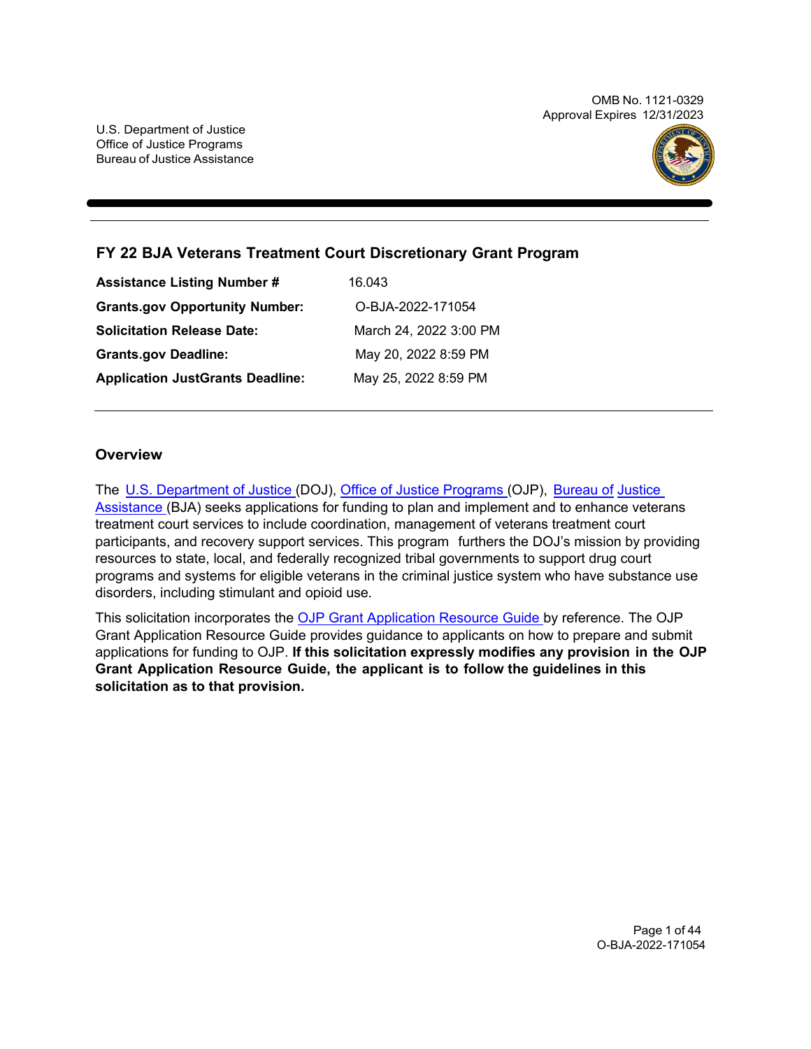OMB No. 1121-0329
Approval Expires 12/31/2023

U.S. Department of Justice
Office of Justice Programs
Bureau of Justice Assistance

# FY 22 BJA Veterans Treatment Court Discretionary Grant Program

| | |
|---|---|
| **Assistance Listing Number #** | 16.043 |
| **Grants.gov Opportunity Number:** | O-BJA-2022-171054 |
| **Solicitation Release Date:** | March 24, 2022 3:00 PM |
| **Grants.gov Deadline:** | May 20, 2022 8:59 PM |
| **Application JustGrants Deadline:** | May 25, 2022 8:59 PM |

## Overview

The U.S. Department of Justice (DOJ), Office of Justice Programs (OJP), Bureau of Justice Assistance (BJA) seeks applications for funding to plan and implement and to enhance veterans treatment court services to include coordination, management of veterans treatment court participants, and recovery support services. This program furthers the DOJ's mission by providing resources to state, local, and federally recognized tribal governments to support drug court programs and systems for eligible veterans in the criminal justice system who have substance use disorders, including stimulant and opioid use.

This solicitation incorporates the OJP Grant Application Resource Guide by reference. The OJP Grant Application Resource Guide provides guidance to applicants on how to prepare and submit applications for funding to OJP. **If this solicitation expressly modifies any provision in the OJP Grant Application Resource Guide, the applicant is to follow the guidelines in this solicitation as to that provision.**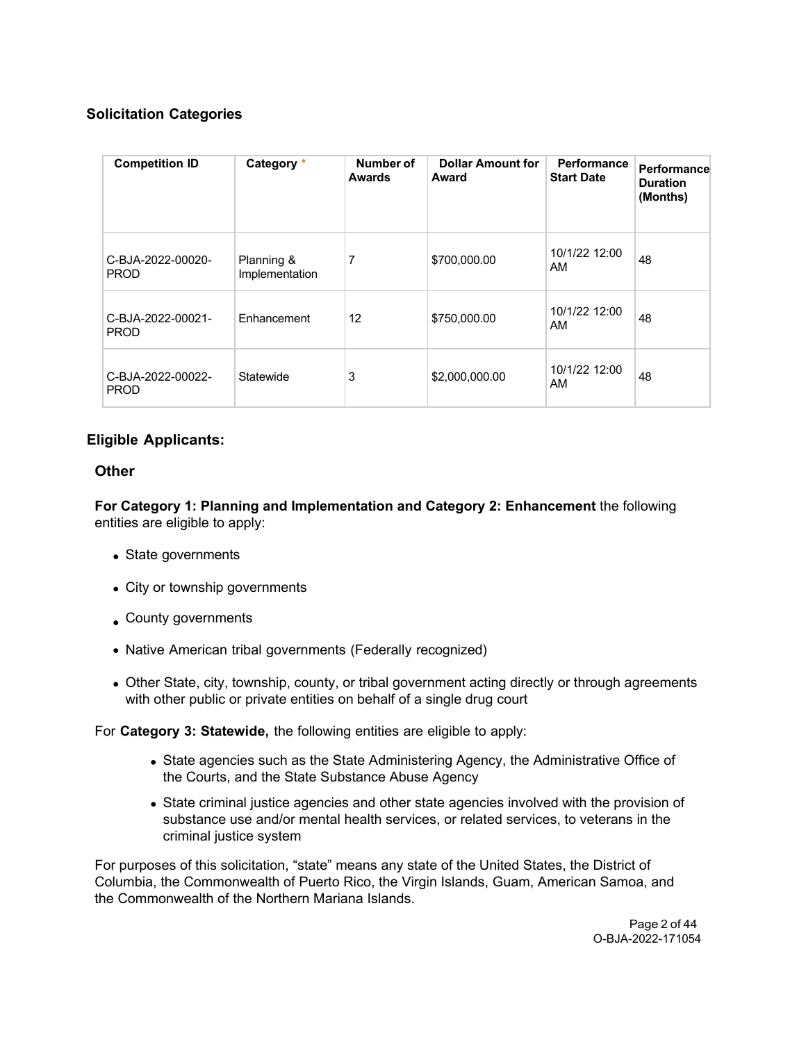## Solicitation Categories

| Competition ID | Category * | Number of Awards | Dollar Amount for Award | Performance Start Date | Performance Duration (Months) |
|---|---|---|---|---|---|
| C-BJA-2022-00020-PROD | Planning & Implementation | 7 | $700,000.00 | 10/1/22 12:00 AM | 48 |
| C-BJA-2022-00021-PROD | Enhancement | 12 | $750,000.00 | 10/1/22 12:00 AM | 48 |
| C-BJA-2022-00022-PROD | Statewide | 3 | $2,000,000.00 | 10/1/22 12:00 AM | 48 |

## Eligible Applicants:

### Other

**For Category 1: Planning and Implementation and Category 2: Enhancement** the following entities are eligible to apply:

- State governments
- City or township governments
- County governments
- Native American tribal governments (Federally recognized)
- Other State, city, township, county, or tribal government acting directly or through agreements with other public or private entities on behalf of a single drug court

For **Category 3: Statewide,** the following entities are eligible to apply:

- State agencies such as the State Administering Agency, the Administrative Office of the Courts, and the State Substance Abuse Agency
- State criminal justice agencies and other state agencies involved with the provision of substance use and/or mental health services, or related services, to veterans in the criminal justice system

For purposes of this solicitation, "state" means any state of the United States, the District of Columbia, the Commonwealth of Puerto Rico, the Virgin Islands, Guam, American Samoa, and the Commonwealth of the Northern Mariana Islands.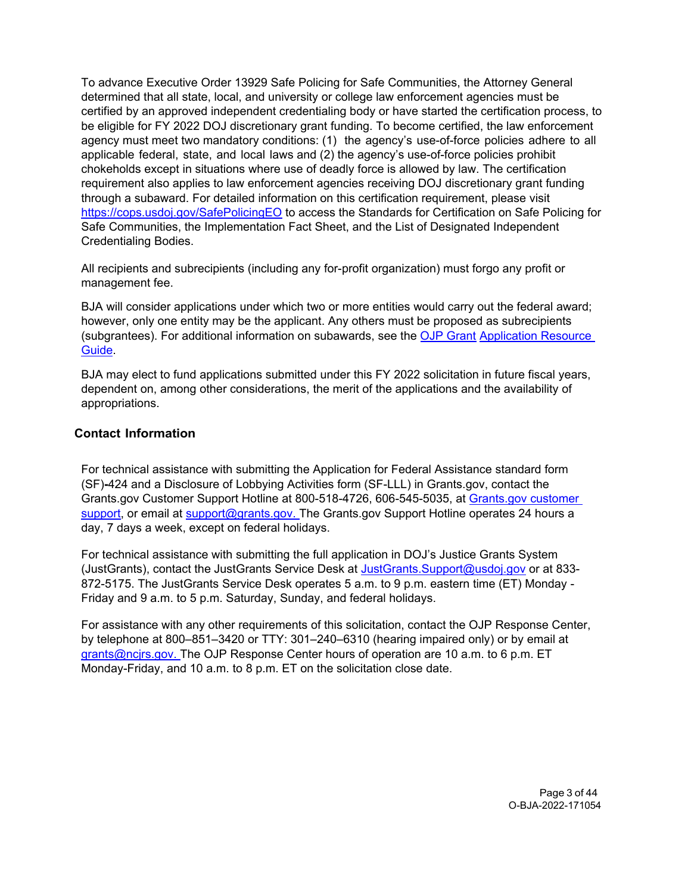To advance Executive Order 13929 Safe Policing for Safe Communities, the Attorney General determined that all state, local, and university or college law enforcement agencies must be certified by an approved independent credentialing body or have started the certification process, to be eligible for FY 2022 DOJ discretionary grant funding. To become certified, the law enforcement agency must meet two mandatory conditions: (1) the agency's use-of-force policies adhere to all applicable federal, state, and local laws and (2) the agency's use-of-force policies prohibit chokeholds except in situations where use of deadly force is allowed by law. The certification requirement also applies to law enforcement agencies receiving DOJ discretionary grant funding through a subaward. For detailed information on this certification requirement, please visit https://cops.usdoj.gov/SafePolicingEO to access the Standards for Certification on Safe Policing for Safe Communities, the Implementation Fact Sheet, and the List of Designated Independent Credentialing Bodies.

All recipients and subrecipients (including any for-profit organization) must forgo any profit or management fee.

BJA will consider applications under which two or more entities would carry out the federal award; however, only one entity may be the applicant. Any others must be proposed as subrecipients (subgrantees). For additional information on subawards, see the OJP Grant Application Resource Guide.

BJA may elect to fund applications submitted under this FY 2022 solicitation in future fiscal years, dependent on, among other considerations, the merit of the applications and the availability of appropriations.

## Contact Information

For technical assistance with submitting the Application for Federal Assistance standard form (SF)-424 and a Disclosure of Lobbying Activities form (SF-LLL) in Grants.gov, contact the Grants.gov Customer Support Hotline at 800-518-4726, 606-545-5035, at Grants.gov customer support, or email at support@grants.gov. The Grants.gov Support Hotline operates 24 hours a day, 7 days a week, except on federal holidays.

For technical assistance with submitting the full application in DOJ's Justice Grants System (JustGrants), contact the JustGrants Service Desk at JustGrants.Support@usdoj.gov or at 833-872-5175. The JustGrants Service Desk operates 5 a.m. to 9 p.m. eastern time (ET) Monday - Friday and 9 a.m. to 5 p.m. Saturday, Sunday, and federal holidays.

For assistance with any other requirements of this solicitation, contact the OJP Response Center, by telephone at 800–851–3420 or TTY: 301–240–6310 (hearing impaired only) or by email at grants@ncjrs.gov. The OJP Response Center hours of operation are 10 a.m. to 6 p.m. ET Monday-Friday, and 10 a.m. to 8 p.m. ET on the solicitation close date.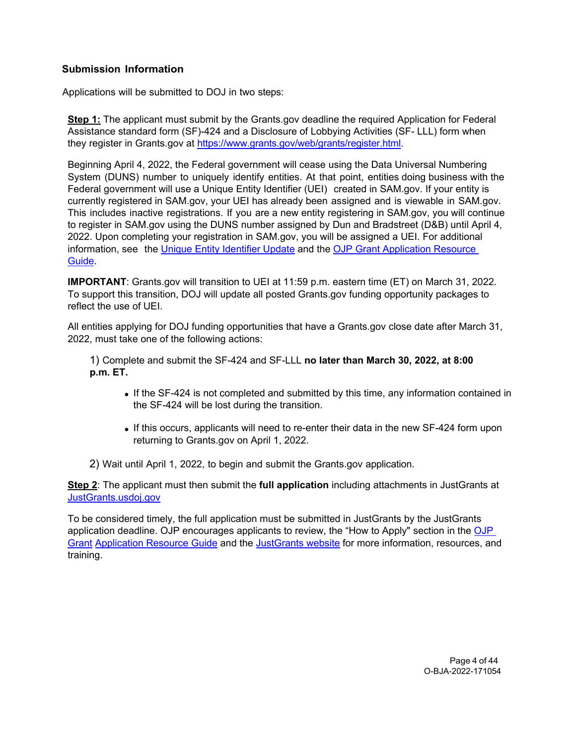### Submission Information

Applications will be submitted to DOJ in two steps:

**Step 1:** The applicant must submit by the Grants.gov deadline the required Application for Federal Assistance standard form (SF)-424 and a Disclosure of Lobbying Activities (SF- LLL) form when they register in Grants.gov at [https://www.grants.gov/web/grants/register.html](https://www.grants.gov/web/grants/register.html).

Beginning April 4, 2022, the Federal government will cease using the Data Universal Numbering System (DUNS) number to uniquely identify entities. At that point, entities doing business with the Federal government will use a Unique Entity Identifier (UEI) created in SAM.gov. If your entity is currently registered in SAM.gov, your UEI has already been assigned and is viewable in SAM.gov. This includes inactive registrations. If you are a new entity registering in SAM.gov, you will continue to register in SAM.gov using the DUNS number assigned by Dun and Bradstreet (D&B) until April 4, 2022. Upon completing your registration in SAM.gov, you will be assigned a UEI. For additional information, see the Unique Entity Identifier Update and the OJP Grant Application Resource Guide.

**IMPORTANT**: Grants.gov will transition to UEI at 11:59 p.m. eastern time (ET) on March 31, 2022. To support this transition, DOJ will update all posted Grants.gov funding opportunity packages to reflect the use of UEI.

All entities applying for DOJ funding opportunities that have a Grants.gov close date after March 31, 2022, must take one of the following actions:

1) Complete and submit the SF-424 and SF-LLL **no later than March 30, 2022, at 8:00 p.m. ET.**

- If the SF-424 is not completed and submitted by this time, any information contained in the SF-424 will be lost during the transition.
- If this occurs, applicants will need to re-enter their data in the new SF-424 form upon returning to Grants.gov on April 1, 2022.

2) Wait until April 1, 2022, to begin and submit the Grants.gov application.

**Step 2**: The applicant must then submit the **full application** including attachments in JustGrants at JustGrants.usdoj.gov

To be considered timely, the full application must be submitted in JustGrants by the JustGrants application deadline. OJP encourages applicants to review, the "How to Apply" section in the OJP Grant Application Resource Guide and the JustGrants website for more information, resources, and training.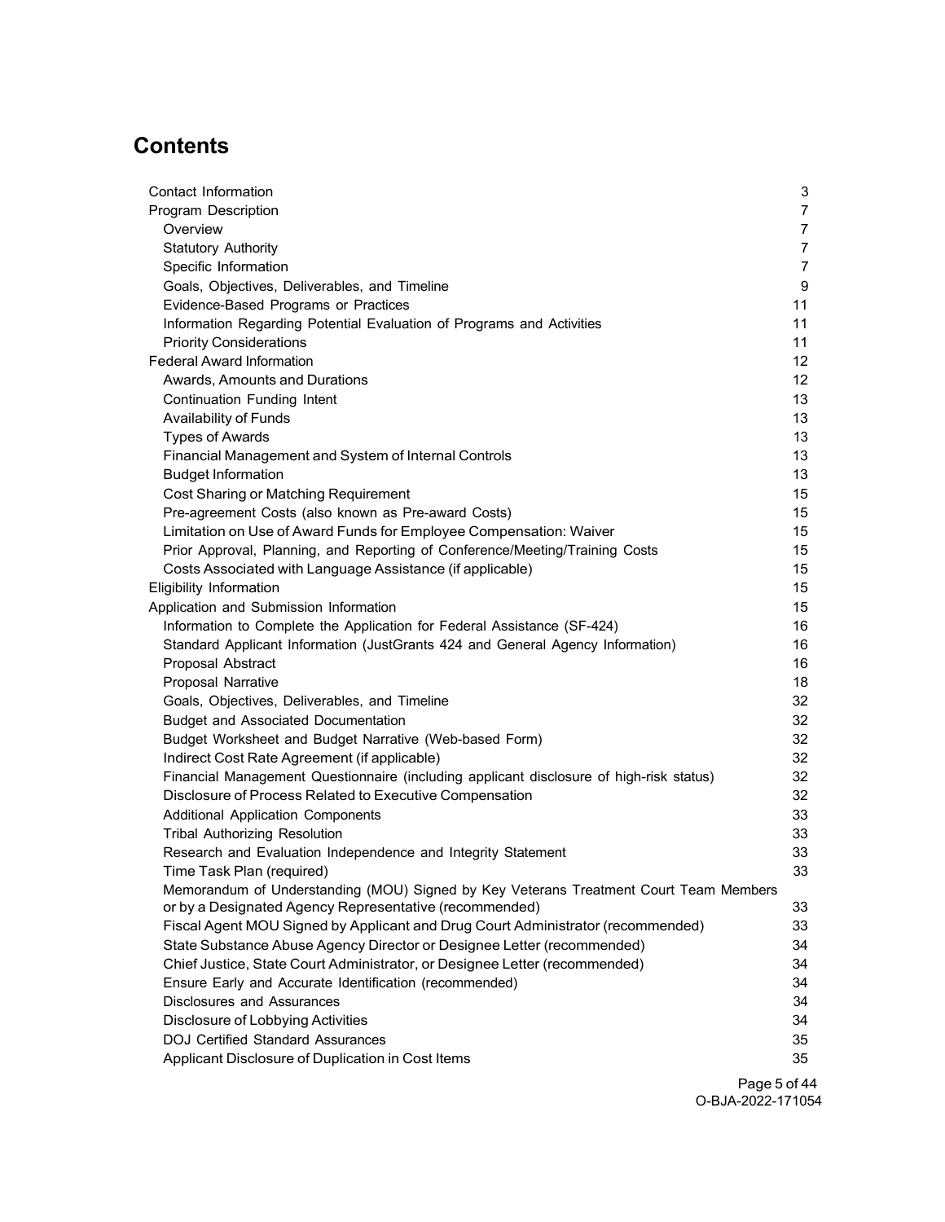# Contents

| | |
|---|---|
| Contact Information | 3 |
| Program Description | 7 |
| Overview | 7 |
| Statutory Authority | 7 |
| Specific Information | 7 |
| Goals, Objectives, Deliverables, and Timeline | 9 |
| Evidence-Based Programs or Practices | 11 |
| Information Regarding Potential Evaluation of Programs and Activities | 11 |
| Priority Considerations | 11 |
| Federal Award Information | 12 |
| Awards, Amounts and Durations | 12 |
| Continuation Funding Intent | 13 |
| Availability of Funds | 13 |
| Types of Awards | 13 |
| Financial Management and System of Internal Controls | 13 |
| Budget Information | 13 |
| Cost Sharing or Matching Requirement | 15 |
| Pre-agreement Costs (also known as Pre-award Costs) | 15 |
| Limitation on Use of Award Funds for Employee Compensation: Waiver | 15 |
| Prior Approval, Planning, and Reporting of Conference/Meeting/Training Costs | 15 |
| Costs Associated with Language Assistance (if applicable) | 15 |
| Eligibility Information | 15 |
| Application and Submission Information | 15 |
| Information to Complete the Application for Federal Assistance (SF-424) | 16 |
| Standard Applicant Information (JustGrants 424 and General Agency Information) | 16 |
| Proposal Abstract | 16 |
| Proposal Narrative | 18 |
| Goals, Objectives, Deliverables, and Timeline | 32 |
| Budget and Associated Documentation | 32 |
| Budget Worksheet and Budget Narrative (Web-based Form) | 32 |
| Indirect Cost Rate Agreement (if applicable) | 32 |
| Financial Management Questionnaire (including applicant disclosure of high-risk status) | 32 |
| Disclosure of Process Related to Executive Compensation | 32 |
| Additional Application Components | 33 |
| Tribal Authorizing Resolution | 33 |
| Research and Evaluation Independence and Integrity Statement | 33 |
| Time Task Plan (required) | 33 |
| Memorandum of Understanding (MOU) Signed by Key Veterans Treatment Court Team Members or by a Designated Agency Representative (recommended) | 33 |
| Fiscal Agent MOU Signed by Applicant and Drug Court Administrator (recommended) | 33 |
| State Substance Abuse Agency Director or Designee Letter (recommended) | 34 |
| Chief Justice, State Court Administrator, or Designee Letter (recommended) | 34 |
| Ensure Early and Accurate Identification (recommended) | 34 |
| Disclosures and Assurances | 34 |
| Disclosure of Lobbying Activities | 34 |
| DOJ Certified Standard Assurances | 35 |
| Applicant Disclosure of Duplication in Cost Items | 35 |

O-BJA-2022-171054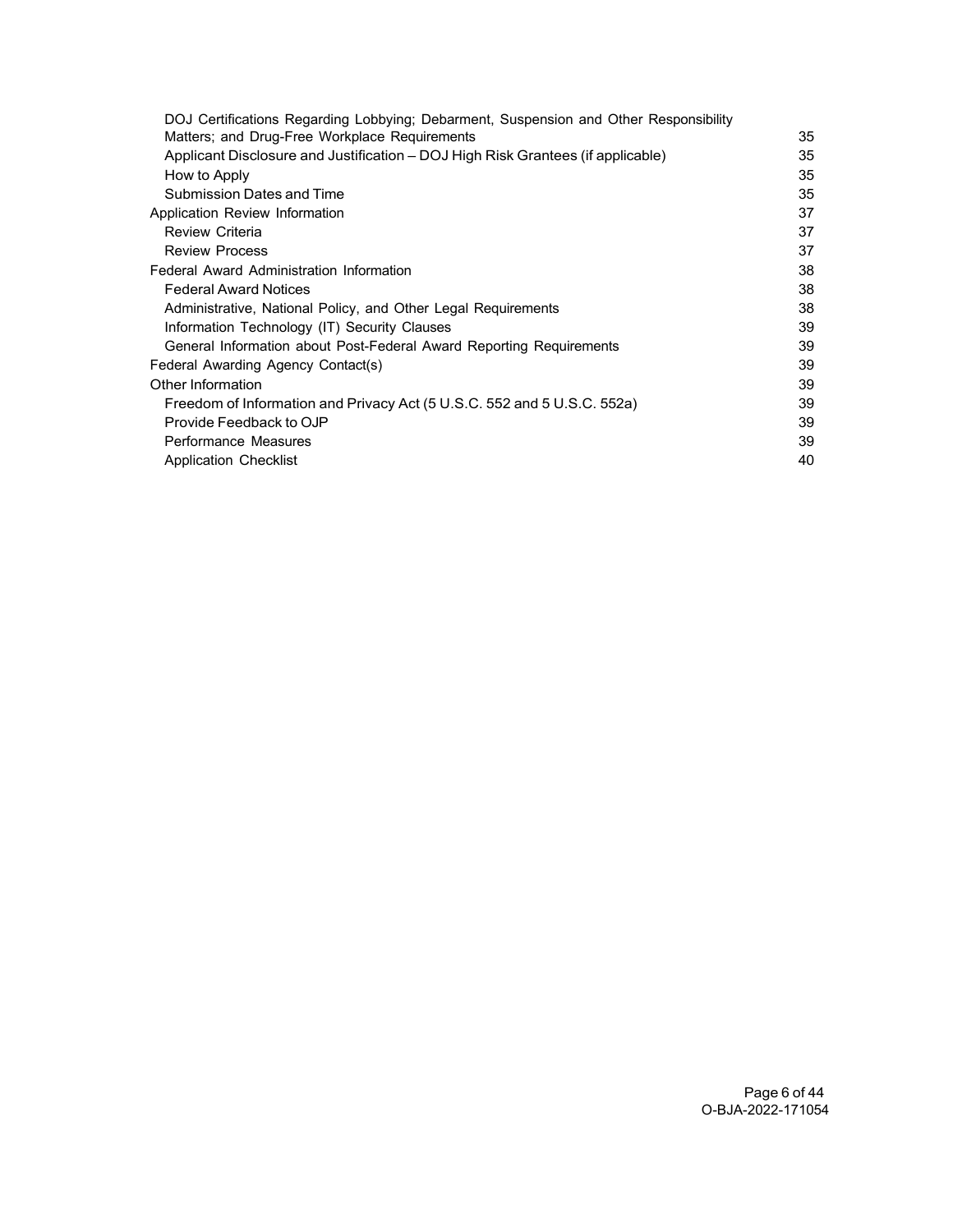| | |
|---|---|
| DOJ Certifications Regarding Lobbying; Debarment, Suspension and Other Responsibility Matters; and Drug-Free Workplace Requirements | 35 |
| Applicant Disclosure and Justification – DOJ High Risk Grantees (if applicable) | 35 |
| How to Apply | 35 |
| Submission Dates and Time | 35 |
| Application Review Information | 37 |
| Review Criteria | 37 |
| Review Process | 37 |
| Federal Award Administration Information | 38 |
| Federal Award Notices | 38 |
| Administrative, National Policy, and Other Legal Requirements | 38 |
| Information Technology (IT) Security Clauses | 39 |
| General Information about Post-Federal Award Reporting Requirements | 39 |
| Federal Awarding Agency Contact(s) | 39 |
| Other Information | 39 |
| Freedom of Information and Privacy Act (5 U.S.C. 552 and 5 U.S.C. 552a) | 39 |
| Provide Feedback to OJP | 39 |
| Performance Measures | 39 |
| Application Checklist | 40 |

O-BJA-2022-171054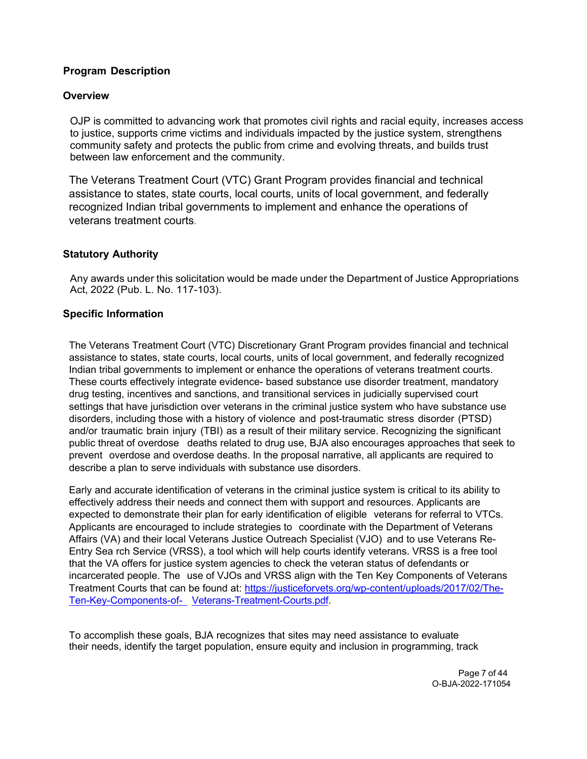## Program Description

### Overview

OJP is committed to advancing work that promotes civil rights and racial equity, increases access to justice, supports crime victims and individuals impacted by the justice system, strengthens community safety and protects the public from crime and evolving threats, and builds trust between law enforcement and the community.

The Veterans Treatment Court (VTC) Grant Program provides financial and technical assistance to states, state courts, local courts, units of local government, and federally recognized Indian tribal governments to implement and enhance the operations of veterans treatment courts.

### Statutory Authority

Any awards under this solicitation would be made under the Department of Justice Appropriations Act, 2022 (Pub. L. No. 117-103).

### Specific Information

The Veterans Treatment Court (VTC) Discretionary Grant Program provides financial and technical assistance to states, state courts, local courts, units of local government, and federally recognized Indian tribal governments to implement or enhance the operations of veterans treatment courts. These courts effectively integrate evidence- based substance use disorder treatment, mandatory drug testing, incentives and sanctions, and transitional services in judicially supervised court settings that have jurisdiction over veterans in the criminal justice system who have substance use disorders, including those with a history of violence and post-traumatic stress disorder (PTSD) and/or traumatic brain injury (TBI) as a result of their military service. Recognizing the significant public threat of overdose deaths related to drug use, BJA also encourages approaches that seek to prevent overdose and overdose deaths. In the proposal narrative, all applicants are required to describe a plan to serve individuals with substance use disorders.

Early and accurate identification of veterans in the criminal justice system is critical to its ability to effectively address their needs and connect them with support and resources. Applicants are expected to demonstrate their plan for early identification of eligible veterans for referral to VTCs. Applicants are encouraged to include strategies to coordinate with the Department of Veterans Affairs (VA) and their local Veterans Justice Outreach Specialist (VJO) and to use Veterans Re-Entry Sea rch Service (VRSS), a tool which will help courts identify veterans. VRSS is a free tool that the VA offers for justice system agencies to check the veteran status of defendants or incarcerated people. The use of VJOs and VRSS align with the Ten Key Components of Veterans Treatment Courts that can be found at: [https://justiceforvets.org/wp-content/uploads/2017/02/The-Ten-Key-Components-of-Veterans-Treatment-Courts.pdf](https://justiceforvets.org/wp-content/uploads/2017/02/The-Ten-Key-Components-of-Veterans-Treatment-Courts.pdf).

To accomplish these goals, BJA recognizes that sites may need assistance to evaluate their needs, identify the target population, ensure equity and inclusion in programming, track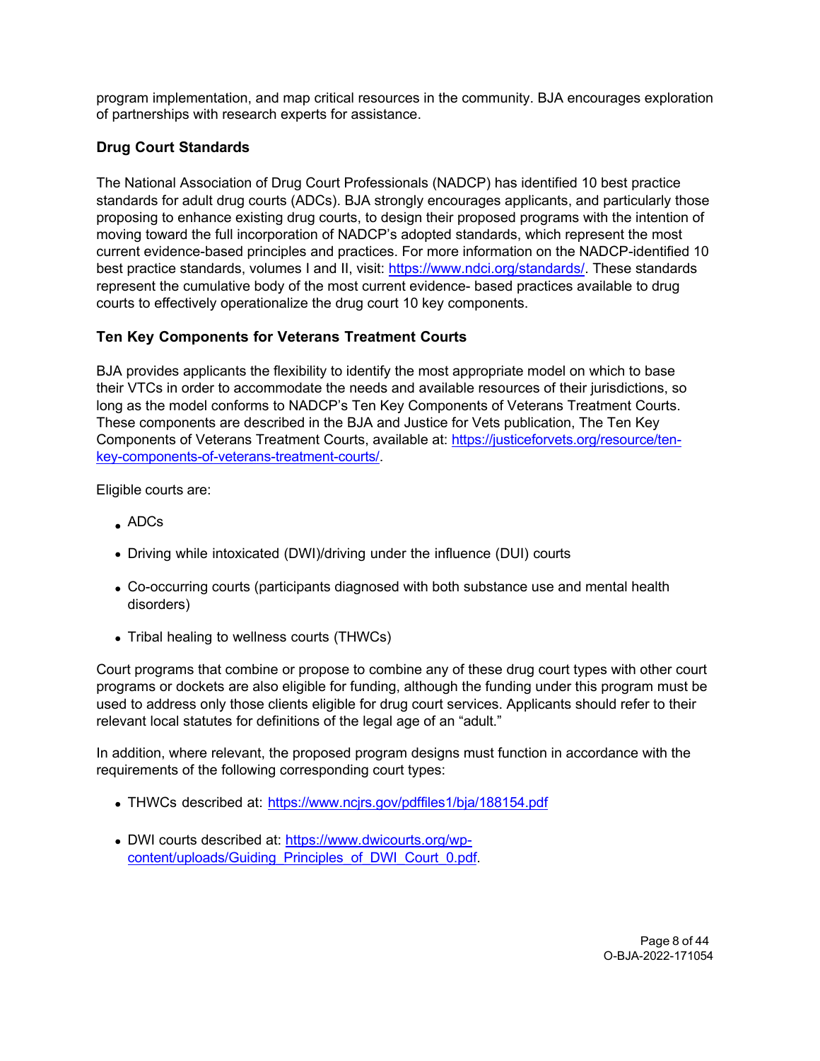program implementation, and map critical resources in the community. BJA encourages exploration of partnerships with research experts for assistance.

### Drug Court Standards

The National Association of Drug Court Professionals (NADCP) has identified 10 best practice standards for adult drug courts (ADCs). BJA strongly encourages applicants, and particularly those proposing to enhance existing drug courts, to design their proposed programs with the intention of moving toward the full incorporation of NADCP's adopted standards, which represent the most current evidence-based principles and practices. For more information on the NADCP-identified 10 best practice standards, volumes I and II, visit: [https://www.ndci.org/standards/](https://www.ndci.org/standards/). These standards represent the cumulative body of the most current evidence- based practices available to drug courts to effectively operationalize the drug court 10 key components.

### Ten Key Components for Veterans Treatment Courts

BJA provides applicants the flexibility to identify the most appropriate model on which to base their VTCs in order to accommodate the needs and available resources of their jurisdictions, so long as the model conforms to NADCP's Ten Key Components of Veterans Treatment Courts. These components are described in the BJA and Justice for Vets publication, The Ten Key Components of Veterans Treatment Courts, available at: [https://justiceforvets.org/resource/ten-key-components-of-veterans-treatment-courts/](https://justiceforvets.org/resource/ten-key-components-of-veterans-treatment-courts/).

Eligible courts are:

- ADCs
- Driving while intoxicated (DWI)/driving under the influence (DUI) courts
- Co-occurring courts (participants diagnosed with both substance use and mental health disorders)
- Tribal healing to wellness courts (THWCs)

Court programs that combine or propose to combine any of these drug court types with other court programs or dockets are also eligible for funding, although the funding under this program must be used to address only those clients eligible for drug court services. Applicants should refer to their relevant local statutes for definitions of the legal age of an "adult."

In addition, where relevant, the proposed program designs must function in accordance with the requirements of the following corresponding court types:

- THWCs described at: [https://www.ncjrs.gov/pdffiles1/bja/188154.pdf](https://www.ncjrs.gov/pdffiles1/bja/188154.pdf)
- DWI courts described at: [https://www.dwicourts.org/wp-content/uploads/Guiding_Principles_of_DWI_Court_0.pdf](https://www.dwicourts.org/wp-content/uploads/Guiding_Principles_of_DWI_Court_0.pdf).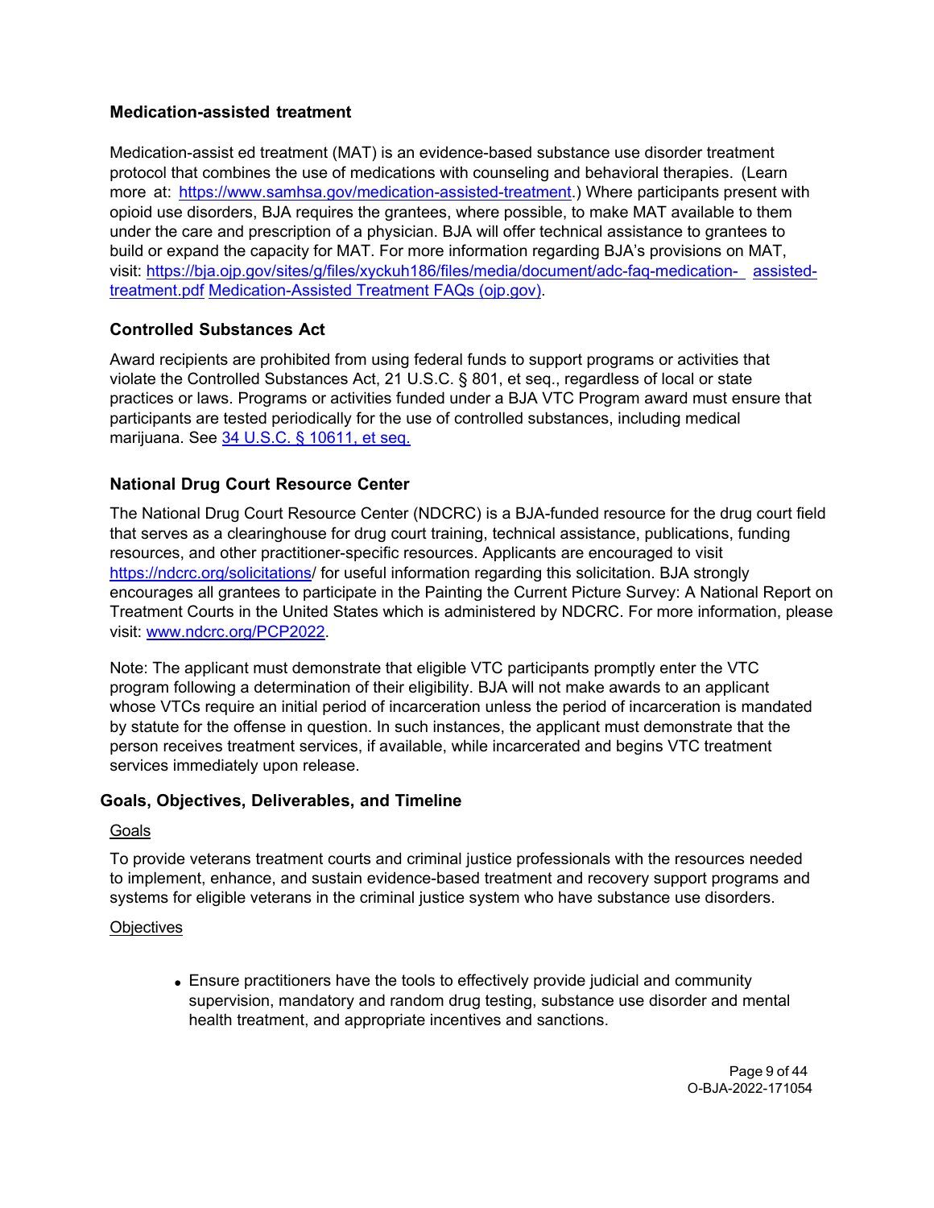### Medication-assisted treatment

Medication-assist ed treatment (MAT) is an evidence-based substance use disorder treatment protocol that combines the use of medications with counseling and behavioral therapies. (Learn more at: https://www.samhsa.gov/medication-assisted-treatment.) Where participants present with opioid use disorders, BJA requires the grantees, where possible, to make MAT available to them under the care and prescription of a physician. BJA will offer technical assistance to grantees to build or expand the capacity for MAT. For more information regarding BJA's provisions on MAT, visit: https://bja.ojp.gov/sites/g/files/xyckuh186/files/media/document/adc-faq-medication- assisted-treatment.pdf Medication-Assisted Treatment FAQs (ojp.gov).

### Controlled Substances Act

Award recipients are prohibited from using federal funds to support programs or activities that violate the Controlled Substances Act, 21 U.S.C. § 801, et seq., regardless of local or state practices or laws. Programs or activities funded under a BJA VTC Program award must ensure that participants are tested periodically for the use of controlled substances, including medical marijuana. See 34 U.S.C. § 10611, et seq.

### National Drug Court Resource Center

The National Drug Court Resource Center (NDCRC) is a BJA-funded resource for the drug court field that serves as a clearinghouse for drug court training, technical assistance, publications, funding resources, and other practitioner-specific resources. Applicants are encouraged to visit https://ndcrc.org/solicitations/ for useful information regarding this solicitation. BJA strongly encourages all grantees to participate in the Painting the Current Picture Survey: A National Report on Treatment Courts in the United States which is administered by NDCRC. For more information, please visit: www.ndcrc.org/PCP2022.

Note: The applicant must demonstrate that eligible VTC participants promptly enter the VTC program following a determination of their eligibility. BJA will not make awards to an applicant whose VTCs require an initial period of incarceration unless the period of incarceration is mandated by statute for the offense in question. In such instances, the applicant must demonstrate that the person receives treatment services, if available, while incarcerated and begins VTC treatment services immediately upon release.

## Goals, Objectives, Deliverables, and Timeline

Goals

To provide veterans treatment courts and criminal justice professionals with the resources needed to implement, enhance, and sustain evidence-based treatment and recovery support programs and systems for eligible veterans in the criminal justice system who have substance use disorders.

Objectives

- Ensure practitioners have the tools to effectively provide judicial and community supervision, mandatory and random drug testing, substance use disorder and mental health treatment, and appropriate incentives and sanctions.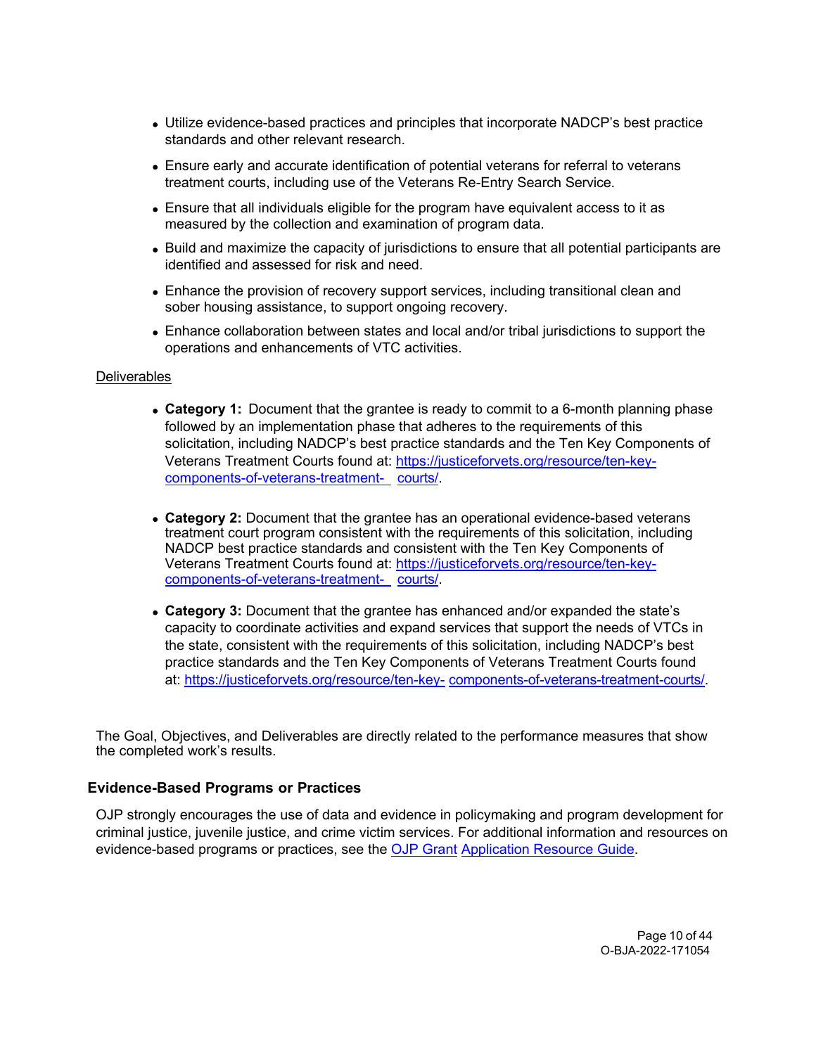- Utilize evidence-based practices and principles that incorporate NADCP's best practice standards and other relevant research.
- Ensure early and accurate identification of potential veterans for referral to veterans treatment courts, including use of the Veterans Re-Entry Search Service.
- Ensure that all individuals eligible for the program have equivalent access to it as measured by the collection and examination of program data.
- Build and maximize the capacity of jurisdictions to ensure that all potential participants are identified and assessed for risk and need.
- Enhance the provision of recovery support services, including transitional clean and sober housing assistance, to support ongoing recovery.
- Enhance collaboration between states and local and/or tribal jurisdictions to support the operations and enhancements of VTC activities.

Deliverables

- **Category 1:** Document that the grantee is ready to commit to a 6-month planning phase followed by an implementation phase that adheres to the requirements of this solicitation, including NADCP's best practice standards and the Ten Key Components of Veterans Treatment Courts found at: [https://justiceforvets.org/resource/ten-key-components-of-veterans-treatment-courts/](https://justiceforvets.org/resource/ten-key-components-of-veterans-treatment-courts/).
- **Category 2:** Document that the grantee has an operational evidence-based veterans treatment court program consistent with the requirements of this solicitation, including NADCP best practice standards and consistent with the Ten Key Components of Veterans Treatment Courts found at: [https://justiceforvets.org/resource/ten-key-components-of-veterans-treatment-courts/](https://justiceforvets.org/resource/ten-key-components-of-veterans-treatment-courts/).
- **Category 3:** Document that the grantee has enhanced and/or expanded the state's capacity to coordinate activities and expand services that support the needs of VTCs in the state, consistent with the requirements of this solicitation, including NADCP's best practice standards and the Ten Key Components of Veterans Treatment Courts found at: [https://justiceforvets.org/resource/ten-key-components-of-veterans-treatment-courts/](https://justiceforvets.org/resource/ten-key-components-of-veterans-treatment-courts/).

The Goal, Objectives, and Deliverables are directly related to the performance measures that show the completed work's results.

### Evidence-Based Programs or Practices

OJP strongly encourages the use of data and evidence in policymaking and program development for criminal justice, juvenile justice, and crime victim services. For additional information and resources on evidence-based programs or practices, see the [OJP Grant Application Resource Guide](#).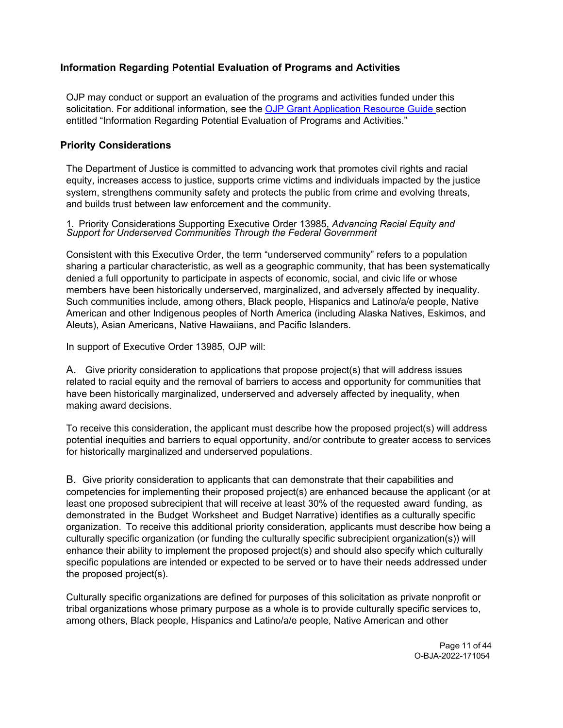## Information Regarding Potential Evaluation of Programs and Activities

OJP may conduct or support an evaluation of the programs and activities funded under this solicitation. For additional information, see the [OJP Grant Application Resource Guide](#) section entitled "Information Regarding Potential Evaluation of Programs and Activities."

## Priority Considerations

The Department of Justice is committed to advancing work that promotes civil rights and racial equity, increases access to justice, supports crime victims and individuals impacted by the justice system, strengthens community safety and protects the public from crime and evolving threats, and builds trust between law enforcement and the community.

1. Priority Considerations Supporting Executive Order 13985, *Advancing Racial Equity and Support for Underserved Communities Through the Federal Government*

Consistent with this Executive Order, the term "underserved community" refers to a population sharing a particular characteristic, as well as a geographic community, that has been systematically denied a full opportunity to participate in aspects of economic, social, and civic life or whose members have been historically underserved, marginalized, and adversely affected by inequality. Such communities include, among others, Black people, Hispanics and Latino/a/e people, Native American and other Indigenous peoples of North America (including Alaska Natives, Eskimos, and Aleuts), Asian Americans, Native Hawaiians, and Pacific Islanders.

In support of Executive Order 13985, OJP will:

A. Give priority consideration to applications that propose project(s) that will address issues related to racial equity and the removal of barriers to access and opportunity for communities that have been historically marginalized, underserved and adversely affected by inequality, when making award decisions.

To receive this consideration, the applicant must describe how the proposed project(s) will address potential inequities and barriers to equal opportunity, and/or contribute to greater access to services for historically marginalized and underserved populations.

B. Give priority consideration to applicants that can demonstrate that their capabilities and competencies for implementing their proposed project(s) are enhanced because the applicant (or at least one proposed subrecipient that will receive at least 30% of the requested award funding, as demonstrated in the Budget Worksheet and Budget Narrative) identifies as a culturally specific organization. To receive this additional priority consideration, applicants must describe how being a culturally specific organization (or funding the culturally specific subrecipient organization(s)) will enhance their ability to implement the proposed project(s) and should also specify which culturally specific populations are intended or expected to be served or to have their needs addressed under the proposed project(s).

Culturally specific organizations are defined for purposes of this solicitation as private nonprofit or tribal organizations whose primary purpose as a whole is to provide culturally specific services to, among others, Black people, Hispanics and Latino/a/e people, Native American and other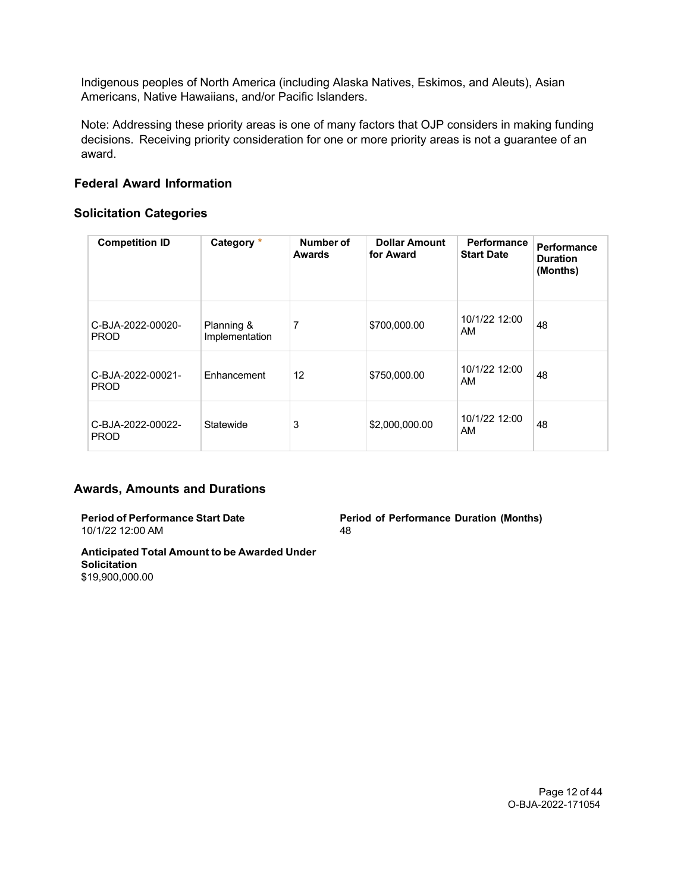Indigenous peoples of North America (including Alaska Natives, Eskimos, and Aleuts), Asian Americans, Native Hawaiians, and/or Pacific Islanders.

Note: Addressing these priority areas is one of many factors that OJP considers in making funding decisions. Receiving priority consideration for one or more priority areas is not a guarantee of an award.

## Federal Award Information

### Solicitation Categories

| Competition ID | Category * | Number of Awards | Dollar Amount for Award | Performance Start Date | Performance Duration (Months) |
|---|---|---|---|---|---|
| C-BJA-2022-00020-PROD | Planning & Implementation | 7 | $700,000.00 | 10/1/22 12:00 AM | 48 |
| C-BJA-2022-00021-PROD | Enhancement | 12 | $750,000.00 | 10/1/22 12:00 AM | 48 |
| C-BJA-2022-00022-PROD | Statewide | 3 | $2,000,000.00 | 10/1/22 12:00 AM | 48 |

### Awards, Amounts and Durations

**Period of Performance Start Date**
10/1/22 12:00 AM

**Period of Performance Duration (Months)**
48

**Anticipated Total Amount to be Awarded Under Solicitation**
$19,900,000.00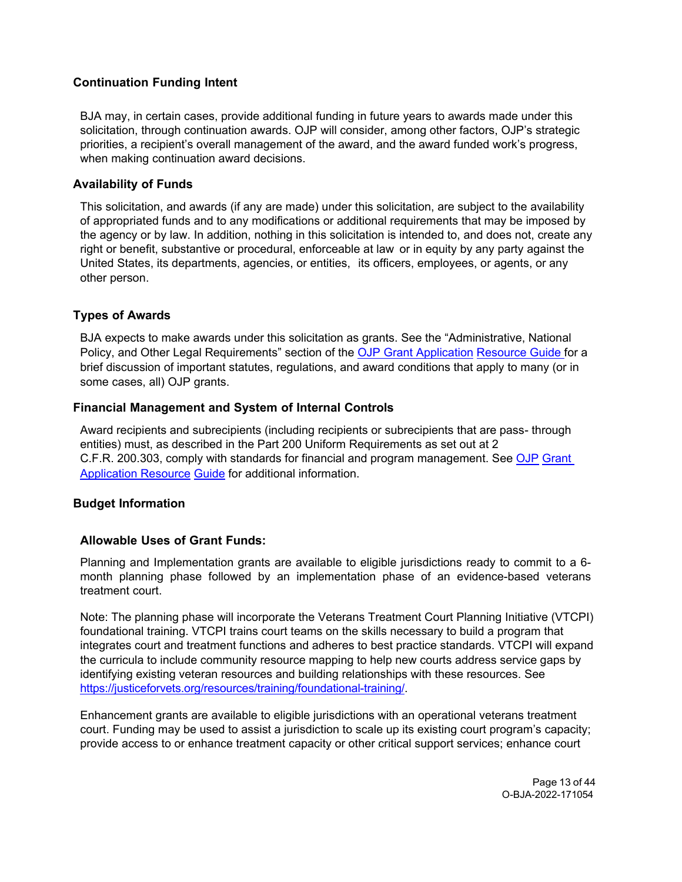## Continuation Funding Intent

BJA may, in certain cases, provide additional funding in future years to awards made under this solicitation, through continuation awards. OJP will consider, among other factors, OJP's strategic priorities, a recipient's overall management of the award, and the award funded work's progress, when making continuation award decisions.

## Availability of Funds

This solicitation, and awards (if any are made) under this solicitation, are subject to the availability of appropriated funds and to any modifications or additional requirements that may be imposed by the agency or by law. In addition, nothing in this solicitation is intended to, and does not, create any right or benefit, substantive or procedural, enforceable at law or in equity by any party against the United States, its departments, agencies, or entities, its officers, employees, or agents, or any other person.

## Types of Awards

BJA expects to make awards under this solicitation as grants. See the "Administrative, National Policy, and Other Legal Requirements" section of the OJP Grant Application Resource Guide for a brief discussion of important statutes, regulations, and award conditions that apply to many (or in some cases, all) OJP grants.

## Financial Management and System of Internal Controls

Award recipients and subrecipients (including recipients or subrecipients that are pass- through entities) must, as described in the Part 200 Uniform Requirements as set out at 2 C.F.R. 200.303, comply with standards for financial and program management. See OJP Grant Application Resource Guide for additional information.

## Budget Information

### Allowable Uses of Grant Funds:

Planning and Implementation grants are available to eligible jurisdictions ready to commit to a 6-month planning phase followed by an implementation phase of an evidence-based veterans treatment court.

Note: The planning phase will incorporate the Veterans Treatment Court Planning Initiative (VTCPI) foundational training. VTCPI trains court teams on the skills necessary to build a program that integrates court and treatment functions and adheres to best practice standards. VTCPI will expand the curricula to include community resource mapping to help new courts address service gaps by identifying existing veteran resources and building relationships with these resources. See https://justiceforvets.org/resources/training/foundational-training/.

Enhancement grants are available to eligible jurisdictions with an operational veterans treatment court. Funding may be used to assist a jurisdiction to scale up its existing court program's capacity; provide access to or enhance treatment capacity or other critical support services; enhance court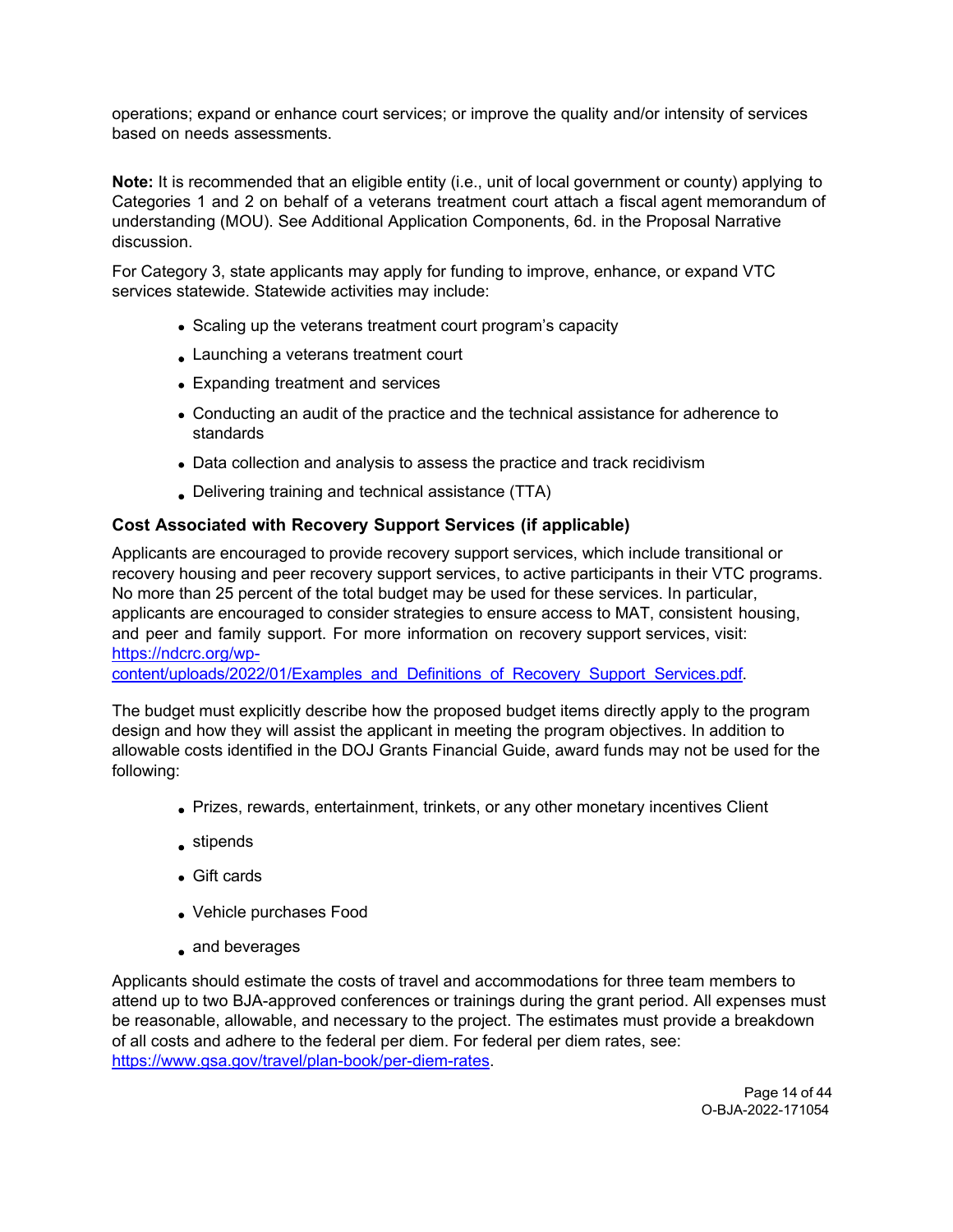operations; expand or enhance court services; or improve the quality and/or intensity of services based on needs assessments.

**Note:** It is recommended that an eligible entity (i.e., unit of local government or county) applying to Categories 1 and 2 on behalf of a veterans treatment court attach a fiscal agent memorandum of understanding (MOU). See Additional Application Components, 6d. in the Proposal Narrative discussion.

For Category 3, state applicants may apply for funding to improve, enhance, or expand VTC services statewide. Statewide activities may include:

- Scaling up the veterans treatment court program's capacity
- Launching a veterans treatment court
- Expanding treatment and services
- Conducting an audit of the practice and the technical assistance for adherence to standards
- Data collection and analysis to assess the practice and track recidivism
- Delivering training and technical assistance (TTA)

### Cost Associated with Recovery Support Services (if applicable)

Applicants are encouraged to provide recovery support services, which include transitional or recovery housing and peer recovery support services, to active participants in their VTC programs. No more than 25 percent of the total budget may be used for these services. In particular, applicants are encouraged to consider strategies to ensure access to MAT, consistent housing, and peer and family support. For more information on recovery support services, visit: [https://ndcrc.org/wp-content/uploads/2022/01/Examples_and_Definitions_of_Recovery_Support_Services.pdf](https://ndcrc.org/wp-content/uploads/2022/01/Examples_and_Definitions_of_Recovery_Support_Services.pdf).

The budget must explicitly describe how the proposed budget items directly apply to the program design and how they will assist the applicant in meeting the program objectives. In addition to allowable costs identified in the DOJ Grants Financial Guide, award funds may not be used for the following:

- Prizes, rewards, entertainment, trinkets, or any other monetary incentives Client
- stipends
- Gift cards
- Vehicle purchases Food
- and beverages

Applicants should estimate the costs of travel and accommodations for three team members to attend up to two BJA-approved conferences or trainings during the grant period. All expenses must be reasonable, allowable, and necessary to the project. The estimates must provide a breakdown of all costs and adhere to the federal per diem. For federal per diem rates, see: [https://www.gsa.gov/travel/plan-book/per-diem-rates](https://www.gsa.gov/travel/plan-book/per-diem-rates).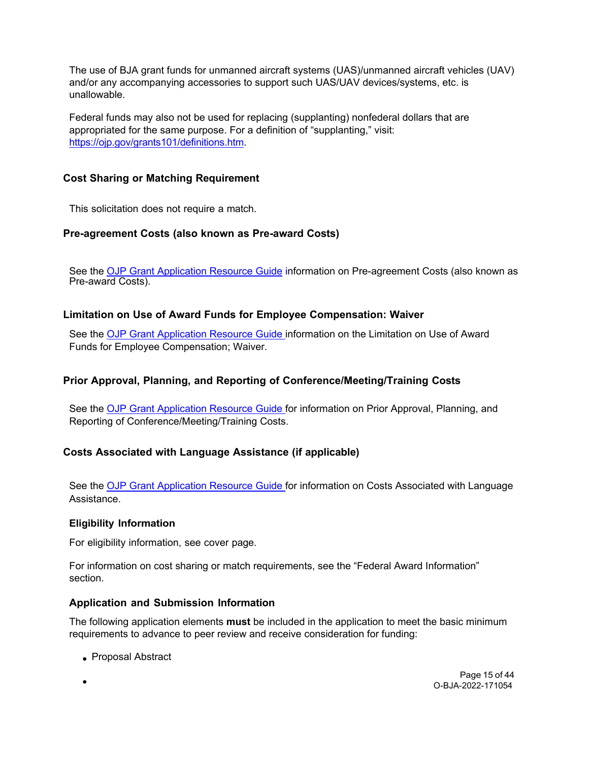The use of BJA grant funds for unmanned aircraft systems (UAS)/unmanned aircraft vehicles (UAV) and/or any accompanying accessories to support such UAS/UAV devices/systems, etc. is unallowable.

Federal funds may also not be used for replacing (supplanting) nonfederal dollars that are appropriated for the same purpose. For a definition of "supplanting," visit: [https://ojp.gov/grants101/definitions.htm](https://ojp.gov/grants101/definitions.htm).

### Cost Sharing or Matching Requirement

This solicitation does not require a match.

### Pre-agreement Costs (also known as Pre-award Costs)

See the OJP Grant Application Resource Guide information on Pre-agreement Costs (also known as Pre-award Costs).

### Limitation on Use of Award Funds for Employee Compensation: Waiver

See the OJP Grant Application Resource Guide information on the Limitation on Use of Award Funds for Employee Compensation; Waiver.

### Prior Approval, Planning, and Reporting of Conference/Meeting/Training Costs

See the OJP Grant Application Resource Guide for information on Prior Approval, Planning, and Reporting of Conference/Meeting/Training Costs.

### Costs Associated with Language Assistance (if applicable)

See the OJP Grant Application Resource Guide for information on Costs Associated with Language Assistance.

### Eligibility Information

For eligibility information, see cover page.

For information on cost sharing or match requirements, see the "Federal Award Information" section.

### Application and Submission Information

The following application elements **must** be included in the application to meet the basic minimum requirements to advance to peer review and receive consideration for funding:

- Proposal Abstract
-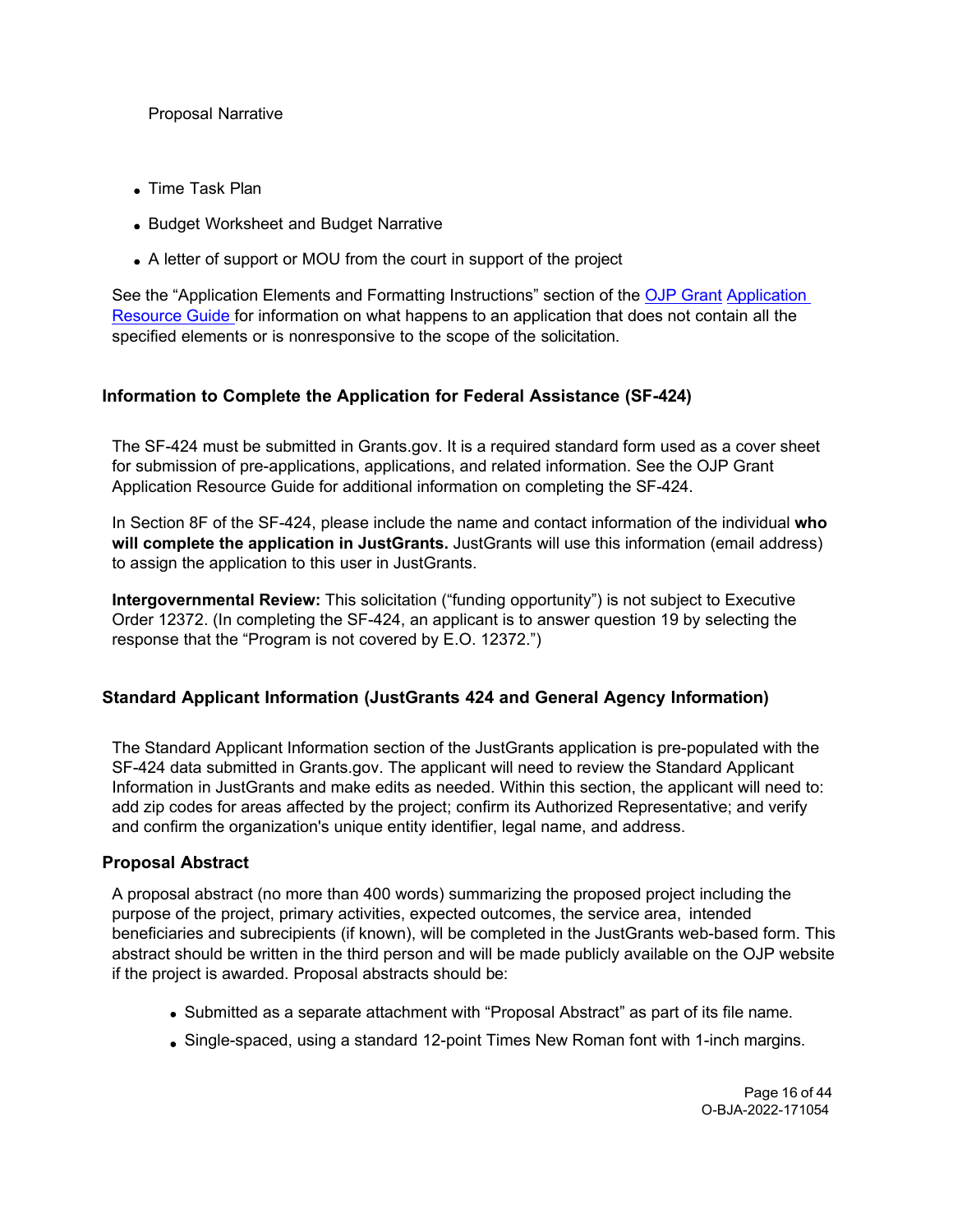Proposal Narrative

- Time Task Plan
- Budget Worksheet and Budget Narrative
- A letter of support or MOU from the court in support of the project

See the "Application Elements and Formatting Instructions" section of the [OJP Grant Application Resource Guide](#) for information on what happens to an application that does not contain all the specified elements or is nonresponsive to the scope of the solicitation.

### Information to Complete the Application for Federal Assistance (SF-424)

The SF-424 must be submitted in Grants.gov. It is a required standard form used as a cover sheet for submission of pre-applications, applications, and related information. See the OJP Grant Application Resource Guide for additional information on completing the SF-424.

In Section 8F of the SF-424, please include the name and contact information of the individual **who will complete the application in JustGrants.** JustGrants will use this information (email address) to assign the application to this user in JustGrants.

**Intergovernmental Review:** This solicitation ("funding opportunity") is not subject to Executive Order 12372. (In completing the SF-424, an applicant is to answer question 19 by selecting the response that the "Program is not covered by E.O. 12372.")

### Standard Applicant Information (JustGrants 424 and General Agency Information)

The Standard Applicant Information section of the JustGrants application is pre-populated with the SF-424 data submitted in Grants.gov. The applicant will need to review the Standard Applicant Information in JustGrants and make edits as needed. Within this section, the applicant will need to: add zip codes for areas affected by the project; confirm its Authorized Representative; and verify and confirm the organization's unique entity identifier, legal name, and address.

### Proposal Abstract

A proposal abstract (no more than 400 words) summarizing the proposed project including the purpose of the project, primary activities, expected outcomes, the service area, intended beneficiaries and subrecipients (if known), will be completed in the JustGrants web-based form. This abstract should be written in the third person and will be made publicly available on the OJP website if the project is awarded. Proposal abstracts should be:

- Submitted as a separate attachment with "Proposal Abstract" as part of its file name.
- Single-spaced, using a standard 12-point Times New Roman font with 1-inch margins.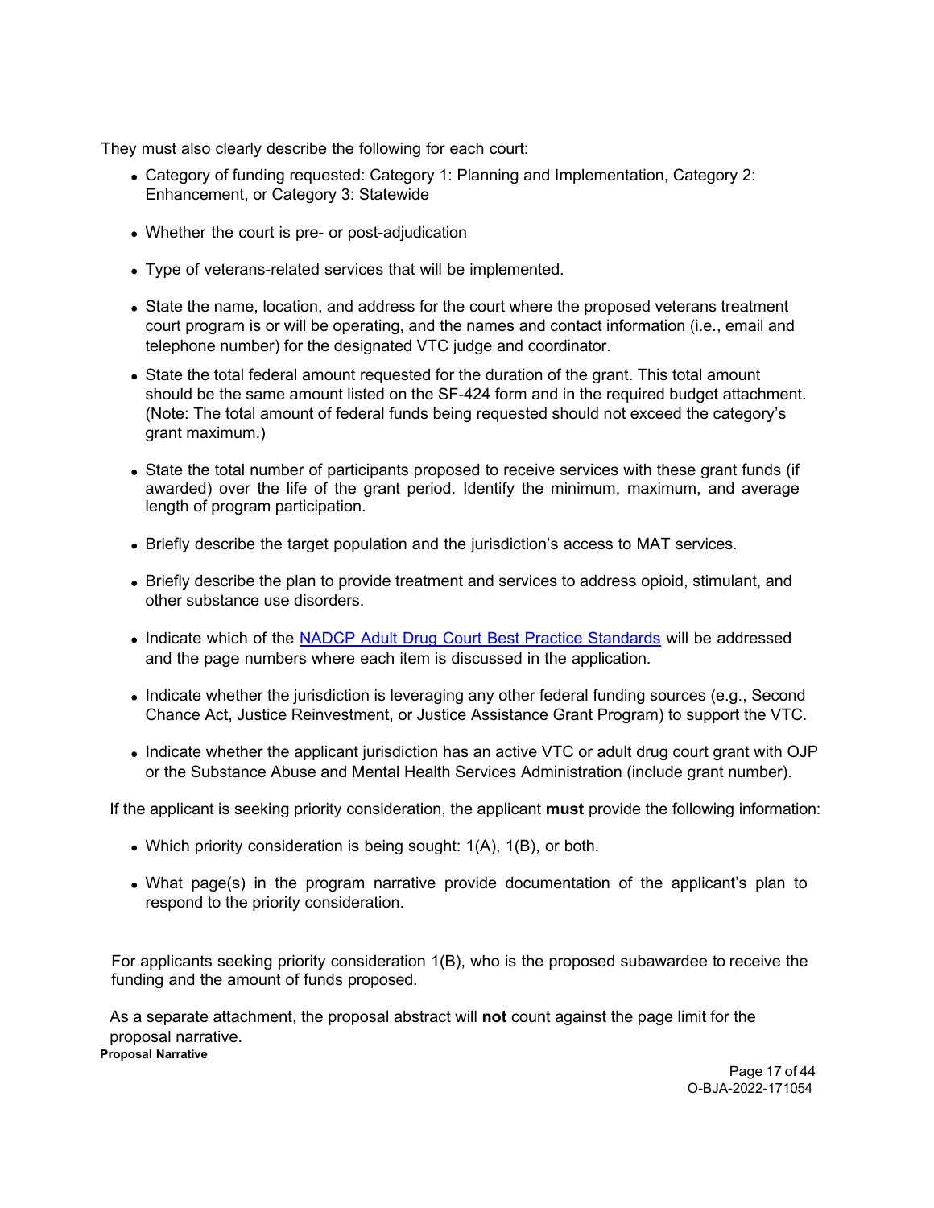They must also clearly describe the following for each court:

- Category of funding requested: Category 1: Planning and Implementation, Category 2: Enhancement, or Category 3: Statewide
- Whether the court is pre- or post-adjudication
- Type of veterans-related services that will be implemented.
- State the name, location, and address for the court where the proposed veterans treatment court program is or will be operating, and the names and contact information (i.e., email and telephone number) for the designated VTC judge and coordinator.
- State the total federal amount requested for the duration of the grant. This total amount should be the same amount listed on the SF-424 form and in the required budget attachment. (Note: The total amount of federal funds being requested should not exceed the category's grant maximum.)
- State the total number of participants proposed to receive services with these grant funds (if awarded) over the life of the grant period. Identify the minimum, maximum, and average length of program participation.
- Briefly describe the target population and the jurisdiction's access to MAT services.
- Briefly describe the plan to provide treatment and services to address opioid, stimulant, and other substance use disorders.
- Indicate which of the [NADCP Adult Drug Court Best Practice Standards] will be addressed and the page numbers where each item is discussed in the application.
- Indicate whether the jurisdiction is leveraging any other federal funding sources (e.g., Second Chance Act, Justice Reinvestment, or Justice Assistance Grant Program) to support the VTC.
- Indicate whether the applicant jurisdiction has an active VTC or adult drug court grant with OJP or the Substance Abuse and Mental Health Services Administration (include grant number).

If the applicant is seeking priority consideration, the applicant **must** provide the following information:

- Which priority consideration is being sought: 1(A), 1(B), or both.
- What page(s) in the program narrative provide documentation of the applicant's plan to respond to the priority consideration.

For applicants seeking priority consideration 1(B), who is the proposed subawardee to receive the funding and the amount of funds proposed.

As a separate attachment, the proposal abstract will **not** count against the page limit for the proposal narrative.

**Proposal Narrative**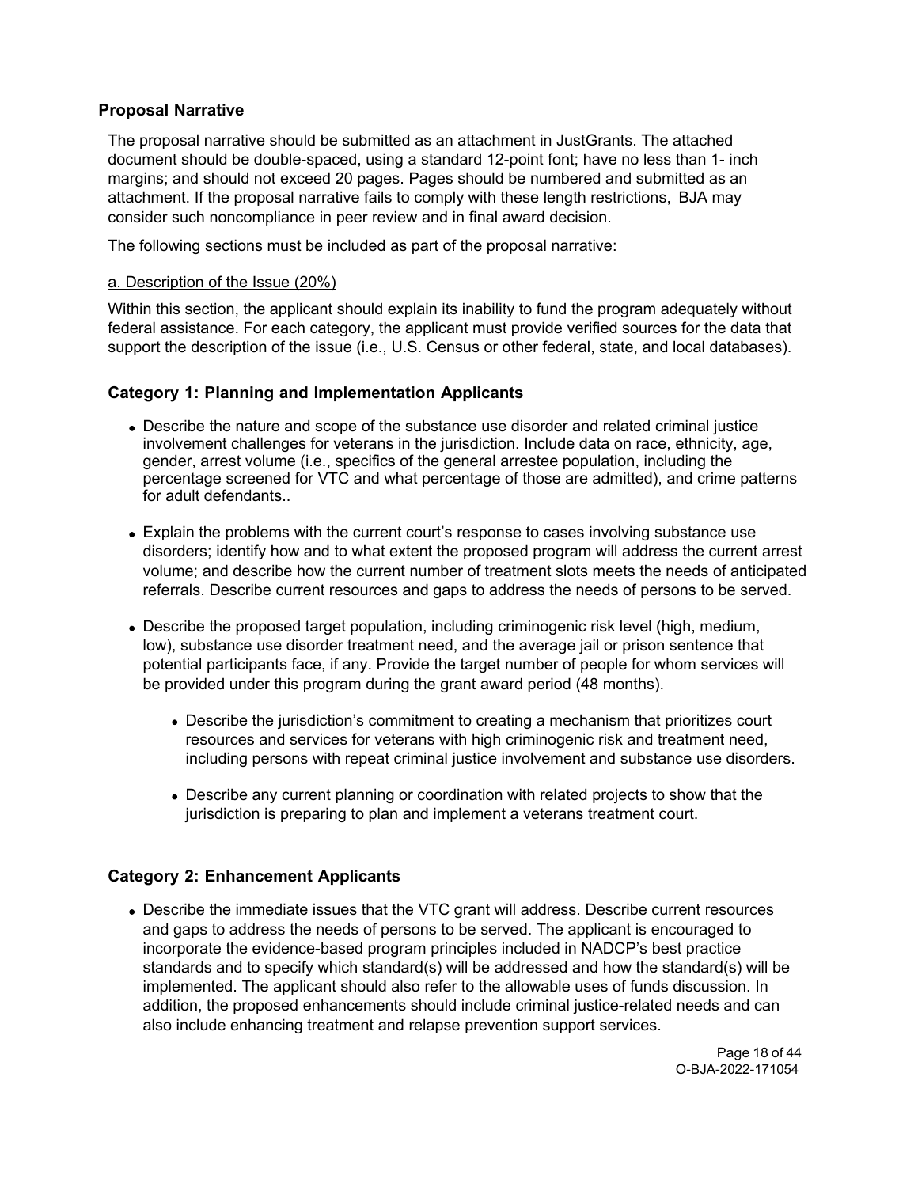## Proposal Narrative

The proposal narrative should be submitted as an attachment in JustGrants. The attached document should be double-spaced, using a standard 12-point font; have no less than 1- inch margins; and should not exceed 20 pages. Pages should be numbered and submitted as an attachment. If the proposal narrative fails to comply with these length restrictions, BJA may consider such noncompliance in peer review and in final award decision.

The following sections must be included as part of the proposal narrative:

a. Description of the Issue (20%)

Within this section, the applicant should explain its inability to fund the program adequately without federal assistance. For each category, the applicant must provide verified sources for the data that support the description of the issue (i.e., U.S. Census or other federal, state, and local databases).

### Category 1: Planning and Implementation Applicants

- Describe the nature and scope of the substance use disorder and related criminal justice involvement challenges for veterans in the jurisdiction. Include data on race, ethnicity, age, gender, arrest volume (i.e., specifics of the general arrestee population, including the percentage screened for VTC and what percentage of those are admitted), and crime patterns for adult defendants..
- Explain the problems with the current court's response to cases involving substance use disorders; identify how and to what extent the proposed program will address the current arrest volume; and describe how the current number of treatment slots meets the needs of anticipated referrals. Describe current resources and gaps to address the needs of persons to be served.
- Describe the proposed target population, including criminogenic risk level (high, medium, low), substance use disorder treatment need, and the average jail or prison sentence that potential participants face, if any. Provide the target number of people for whom services will be provided under this program during the grant award period (48 months).
  - Describe the jurisdiction's commitment to creating a mechanism that prioritizes court resources and services for veterans with high criminogenic risk and treatment need, including persons with repeat criminal justice involvement and substance use disorders.
  - Describe any current planning or coordination with related projects to show that the jurisdiction is preparing to plan and implement a veterans treatment court.

### Category 2: Enhancement Applicants

- Describe the immediate issues that the VTC grant will address. Describe current resources and gaps to address the needs of persons to be served. The applicant is encouraged to incorporate the evidence-based program principles included in NADCP's best practice standards and to specify which standard(s) will be addressed and how the standard(s) will be implemented. The applicant should also refer to the allowable uses of funds discussion. In addition, the proposed enhancements should include criminal justice-related needs and can also include enhancing treatment and relapse prevention support services.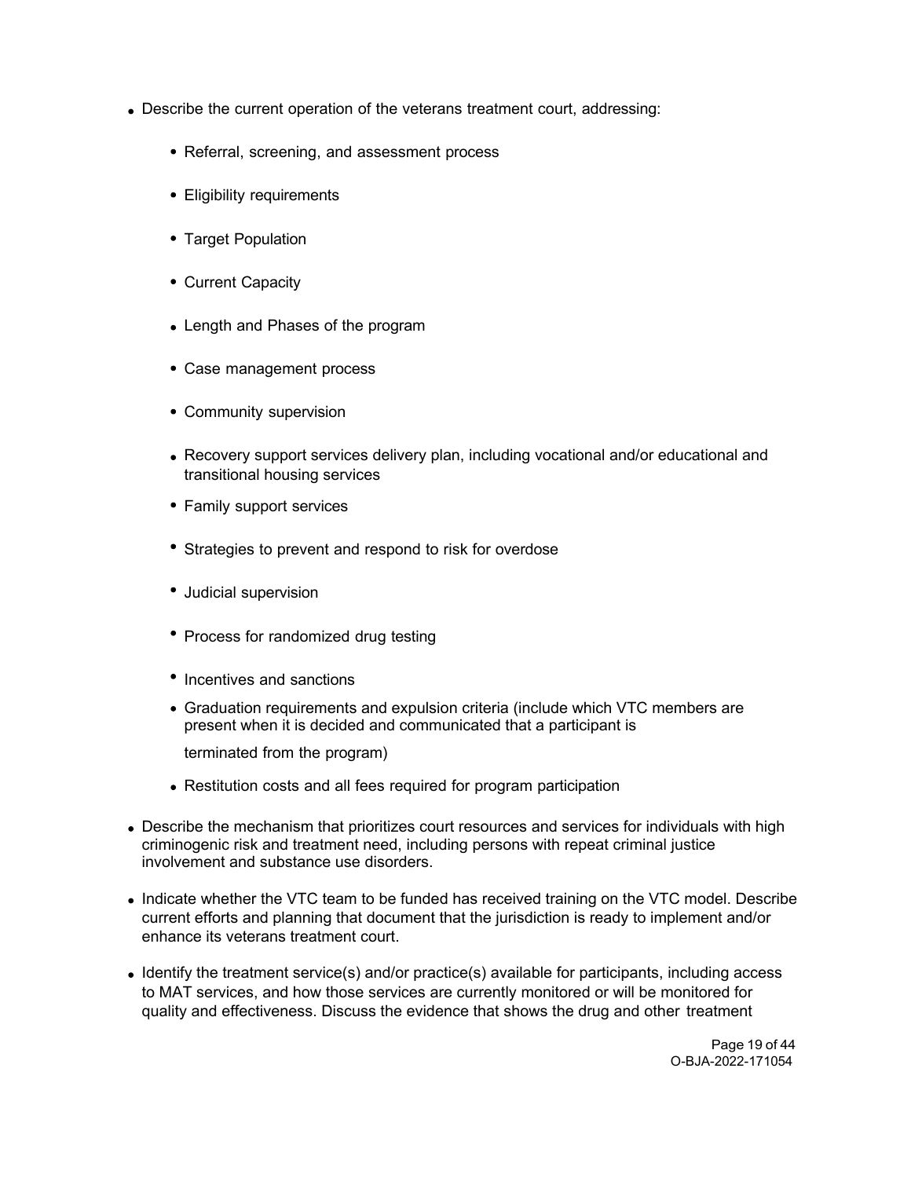- Describe the current operation of the veterans treatment court, addressing:
  - Referral, screening, and assessment process
  - Eligibility requirements
  - Target Population
  - Current Capacity
  - Length and Phases of the program
  - Case management process
  - Community supervision
  - Recovery support services delivery plan, including vocational and/or educational and transitional housing services
  - Family support services
  - Strategies to prevent and respond to risk for overdose
  - Judicial supervision
  - Process for randomized drug testing
  - Incentives and sanctions
  - Graduation requirements and expulsion criteria (include which VTC members are present when it is decided and communicated that a participant is terminated from the program)
  - Restitution costs and all fees required for program participation
- Describe the mechanism that prioritizes court resources and services for individuals with high criminogenic risk and treatment need, including persons with repeat criminal justice involvement and substance use disorders.
- Indicate whether the VTC team to be funded has received training on the VTC model. Describe current efforts and planning that document that the jurisdiction is ready to implement and/or enhance its veterans treatment court.
- Identify the treatment service(s) and/or practice(s) available for participants, including access to MAT services, and how those services are currently monitored or will be monitored for quality and effectiveness. Discuss the evidence that shows the drug and other treatment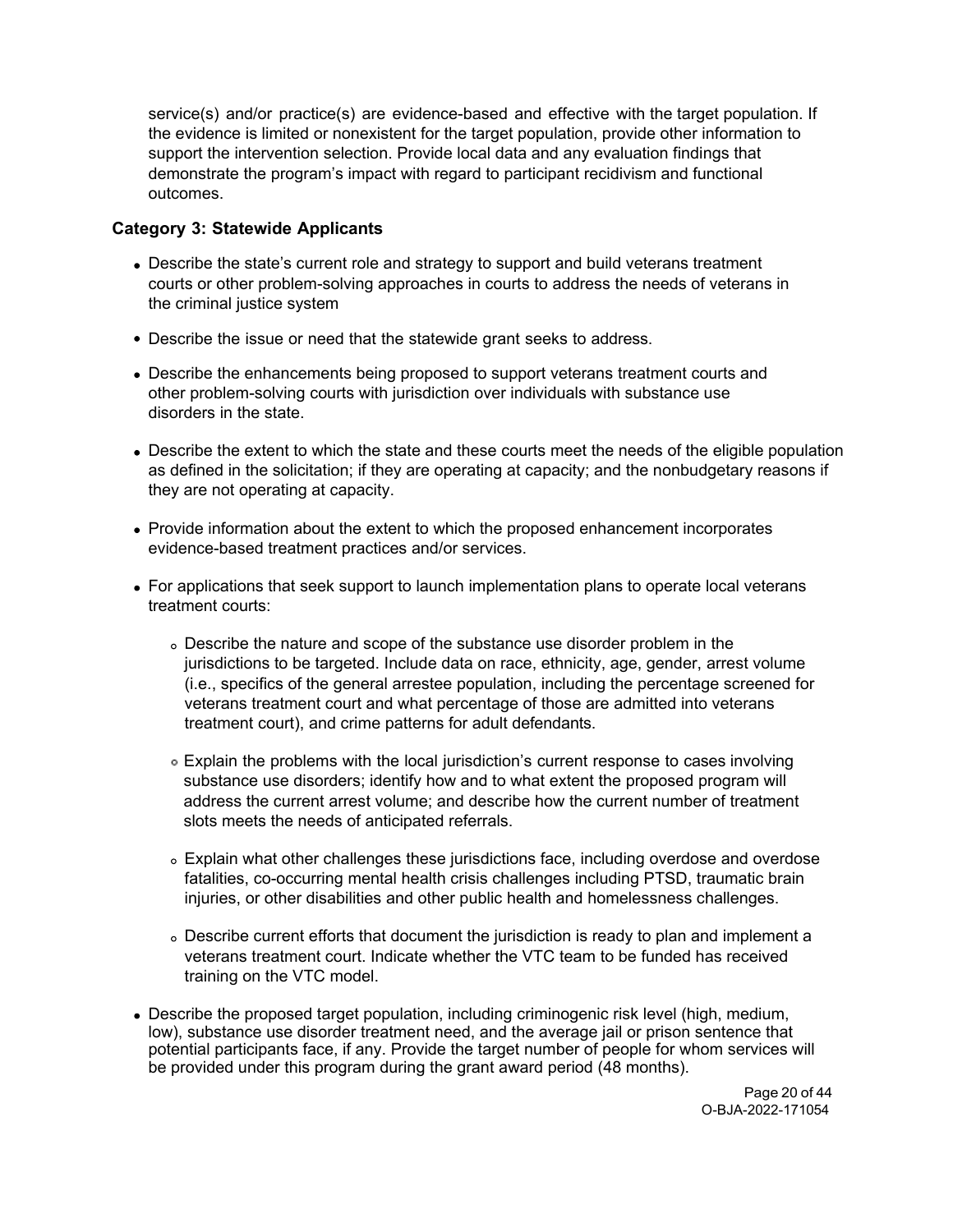service(s) and/or practice(s) are evidence-based and effective with the target population. If the evidence is limited or nonexistent for the target population, provide other information to support the intervention selection. Provide local data and any evaluation findings that demonstrate the program's impact with regard to participant recidivism and functional outcomes.

### Category 3: Statewide Applicants

- Describe the state's current role and strategy to support and build veterans treatment courts or other problem-solving approaches in courts to address the needs of veterans in the criminal justice system
- Describe the issue or need that the statewide grant seeks to address.
- Describe the enhancements being proposed to support veterans treatment courts and other problem-solving courts with jurisdiction over individuals with substance use disorders in the state.
- Describe the extent to which the state and these courts meet the needs of the eligible population as defined in the solicitation; if they are operating at capacity; and the nonbudgetary reasons if they are not operating at capacity.
- Provide information about the extent to which the proposed enhancement incorporates evidence-based treatment practices and/or services.
- For applications that seek support to launch implementation plans to operate local veterans treatment courts:
    - Describe the nature and scope of the substance use disorder problem in the jurisdictions to be targeted. Include data on race, ethnicity, age, gender, arrest volume (i.e., specifics of the general arrestee population, including the percentage screened for veterans treatment court and what percentage of those are admitted into veterans treatment court), and crime patterns for adult defendants.
    - Explain the problems with the local jurisdiction's current response to cases involving substance use disorders; identify how and to what extent the proposed program will address the current arrest volume; and describe how the current number of treatment slots meets the needs of anticipated referrals.
    - Explain what other challenges these jurisdictions face, including overdose and overdose fatalities, co-occurring mental health crisis challenges including PTSD, traumatic brain injuries, or other disabilities and other public health and homelessness challenges.
    - Describe current efforts that document the jurisdiction is ready to plan and implement a veterans treatment court. Indicate whether the VTC team to be funded has received training on the VTC model.
- Describe the proposed target population, including criminogenic risk level (high, medium, low), substance use disorder treatment need, and the average jail or prison sentence that potential participants face, if any. Provide the target number of people for whom services will be provided under this program during the grant award period (48 months).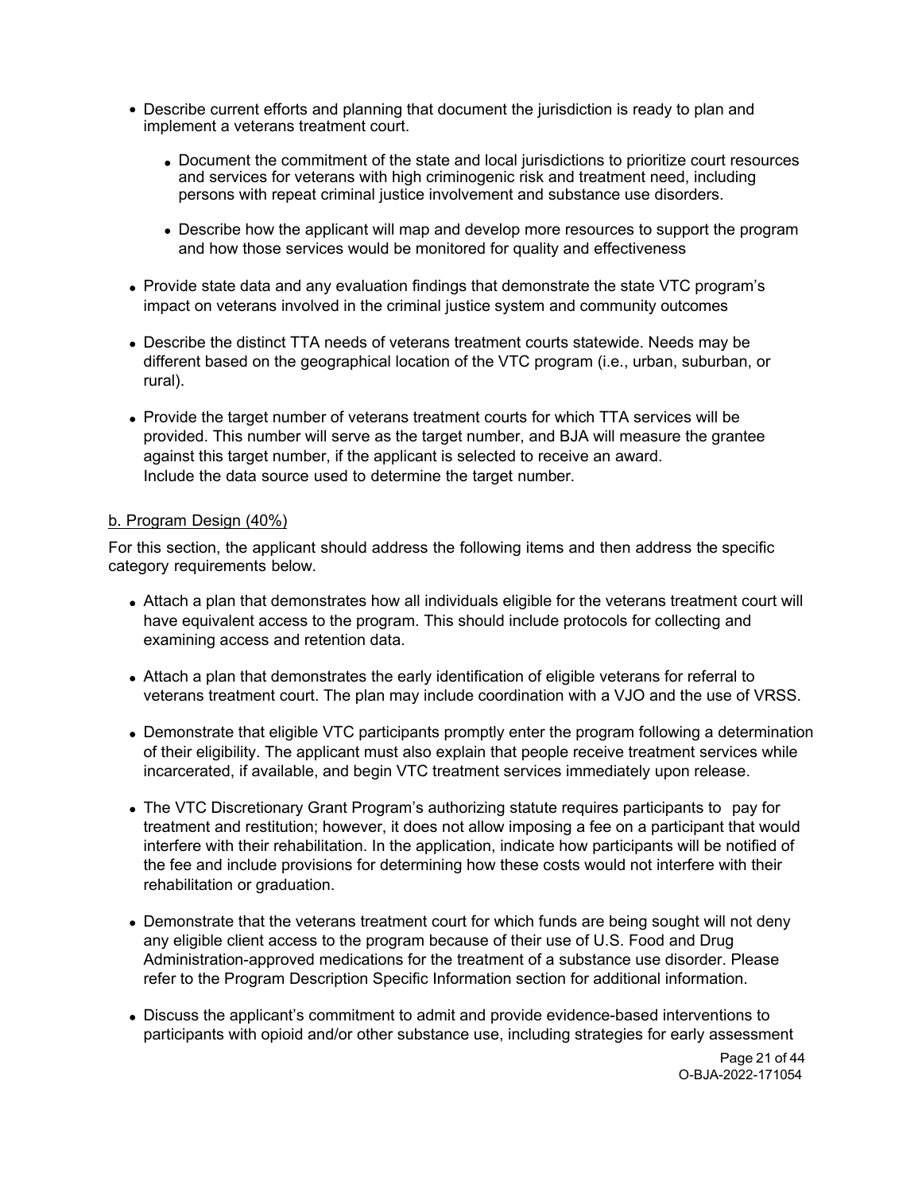- Describe current efforts and planning that document the jurisdiction is ready to plan and implement a veterans treatment court.
    - Document the commitment of the state and local jurisdictions to prioritize court resources and services for veterans with high criminogenic risk and treatment need, including persons with repeat criminal justice involvement and substance use disorders.
    - Describe how the applicant will map and develop more resources to support the program and how those services would be monitored for quality and effectiveness
- Provide state data and any evaluation findings that demonstrate the state VTC program's impact on veterans involved in the criminal justice system and community outcomes
- Describe the distinct TTA needs of veterans treatment courts statewide. Needs may be different based on the geographical location of the VTC program (i.e., urban, suburban, or rural).
- Provide the target number of veterans treatment courts for which TTA services will be provided. This number will serve as the target number, and BJA will measure the grantee against this target number, if the applicant is selected to receive an award. Include the data source used to determine the target number.

b. Program Design (40%)

For this section, the applicant should address the following items and then address the specific category requirements below.

- Attach a plan that demonstrates how all individuals eligible for the veterans treatment court will have equivalent access to the program. This should include protocols for collecting and examining access and retention data.
- Attach a plan that demonstrates the early identification of eligible veterans for referral to veterans treatment court. The plan may include coordination with a VJO and the use of VRSS.
- Demonstrate that eligible VTC participants promptly enter the program following a determination of their eligibility. The applicant must also explain that people receive treatment services while incarcerated, if available, and begin VTC treatment services immediately upon release.
- The VTC Discretionary Grant Program's authorizing statute requires participants to pay for treatment and restitution; however, it does not allow imposing a fee on a participant that would interfere with their rehabilitation. In the application, indicate how participants will be notified of the fee and include provisions for determining how these costs would not interfere with their rehabilitation or graduation.
- Demonstrate that the veterans treatment court for which funds are being sought will not deny any eligible client access to the program because of their use of U.S. Food and Drug Administration-approved medications for the treatment of a substance use disorder. Please refer to the Program Description Specific Information section for additional information.
- Discuss the applicant's commitment to admit and provide evidence-based interventions to participants with opioid and/or other substance use, including strategies for early assessment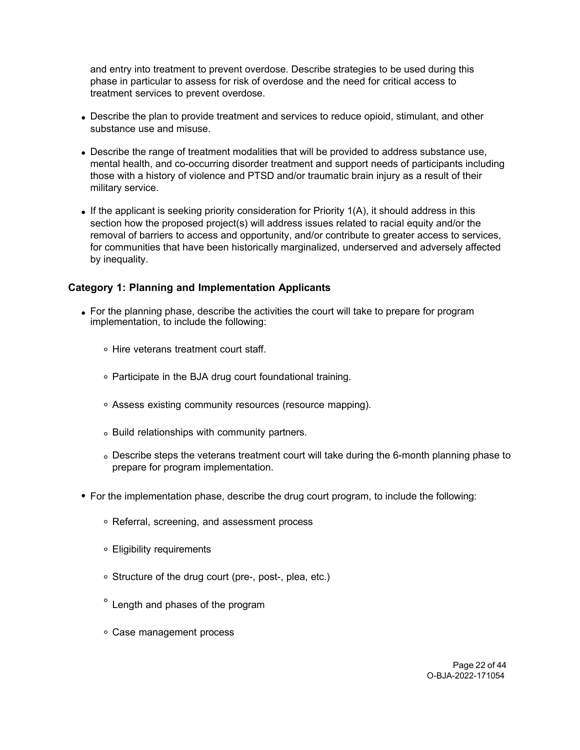and entry into treatment to prevent overdose. Describe strategies to be used during this phase in particular to assess for risk of overdose and the need for critical access to treatment services to prevent overdose.

- Describe the plan to provide treatment and services to reduce opioid, stimulant, and other substance use and misuse.
- Describe the range of treatment modalities that will be provided to address substance use, mental health, and co-occurring disorder treatment and support needs of participants including those with a history of violence and PTSD and/or traumatic brain injury as a result of their military service.
- If the applicant is seeking priority consideration for Priority 1(A), it should address in this section how the proposed project(s) will address issues related to racial equity and/or the removal of barriers to access and opportunity, and/or contribute to greater access to services, for communities that have been historically marginalized, underserved and adversely affected by inequality.

### Category 1: Planning and Implementation Applicants

- For the planning phase, describe the activities the court will take to prepare for program implementation, to include the following:
  - Hire veterans treatment court staff.
  - Participate in the BJA drug court foundational training.
  - Assess existing community resources (resource mapping).
  - Build relationships with community partners.
  - Describe steps the veterans treatment court will take during the 6-month planning phase to prepare for program implementation.
- For the implementation phase, describe the drug court program, to include the following:
  - Referral, screening, and assessment process
  - Eligibility requirements
  - Structure of the drug court (pre-, post-, plea, etc.)
  - Length and phases of the program
  - Case management process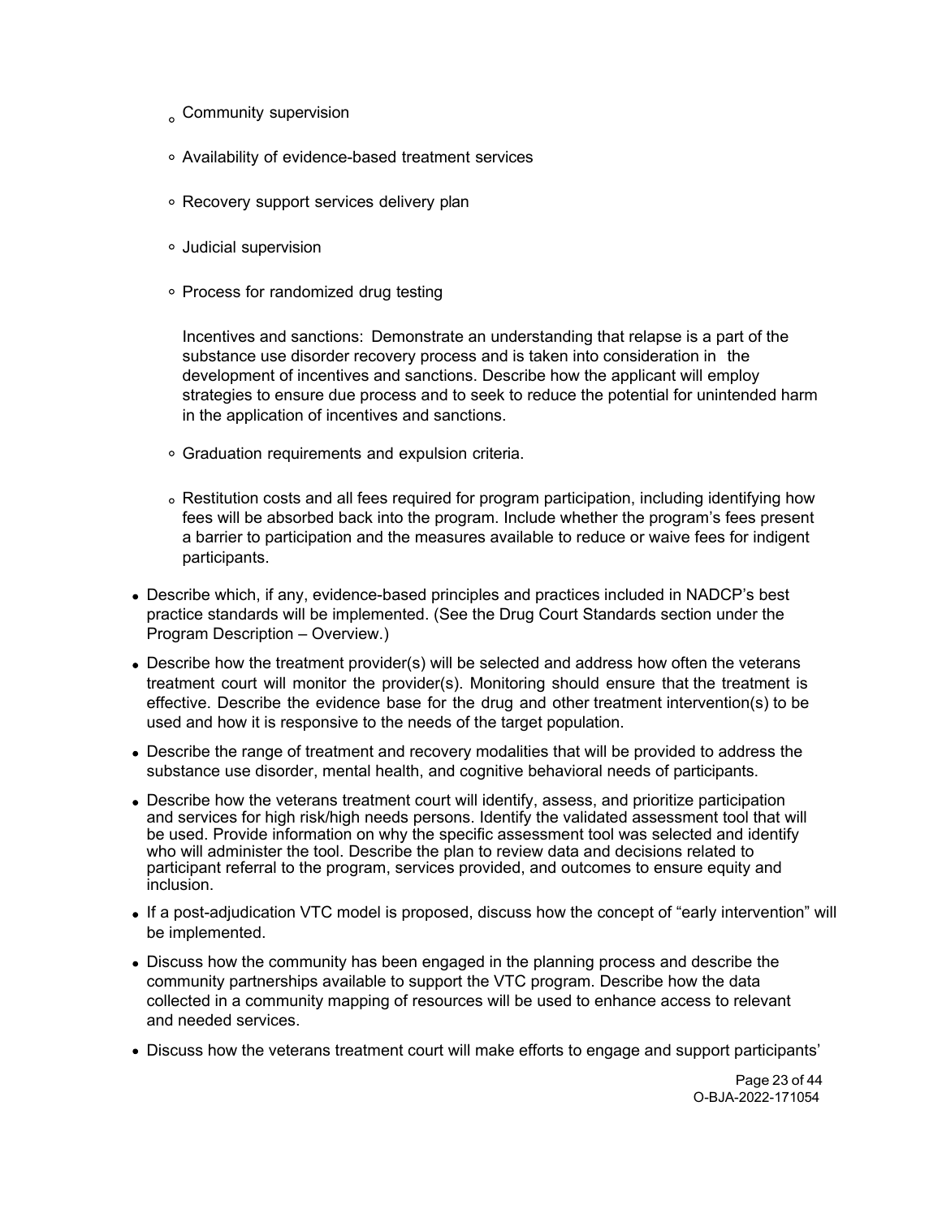- Community supervision
  - Availability of evidence-based treatment services
  - Recovery support services delivery plan
  - Judicial supervision
  - Process for randomized drug testing

    Incentives and sanctions: Demonstrate an understanding that relapse is a part of the substance use disorder recovery process and is taken into consideration in the development of incentives and sanctions. Describe how the applicant will employ strategies to ensure due process and to seek to reduce the potential for unintended harm in the application of incentives and sanctions.

  - Graduation requirements and expulsion criteria.
  - Restitution costs and all fees required for program participation, including identifying how fees will be absorbed back into the program. Include whether the program's fees present a barrier to participation and the measures available to reduce or waive fees for indigent participants.

- Describe which, if any, evidence-based principles and practices included in NADCP's best practice standards will be implemented. (See the Drug Court Standards section under the Program Description – Overview.)
- Describe how the treatment provider(s) will be selected and address how often the veterans treatment court will monitor the provider(s). Monitoring should ensure that the treatment is effective. Describe the evidence base for the drug and other treatment intervention(s) to be used and how it is responsive to the needs of the target population.
- Describe the range of treatment and recovery modalities that will be provided to address the substance use disorder, mental health, and cognitive behavioral needs of participants.
- Describe how the veterans treatment court will identify, assess, and prioritize participation and services for high risk/high needs persons. Identify the validated assessment tool that will be used. Provide information on why the specific assessment tool was selected and identify who will administer the tool. Describe the plan to review data and decisions related to participant referral to the program, services provided, and outcomes to ensure equity and inclusion.
- If a post-adjudication VTC model is proposed, discuss how the concept of "early intervention" will be implemented.
- Discuss how the community has been engaged in the planning process and describe the community partnerships available to support the VTC program. Describe how the data collected in a community mapping of resources will be used to enhance access to relevant and needed services.
- Discuss how the veterans treatment court will make efforts to engage and support participants'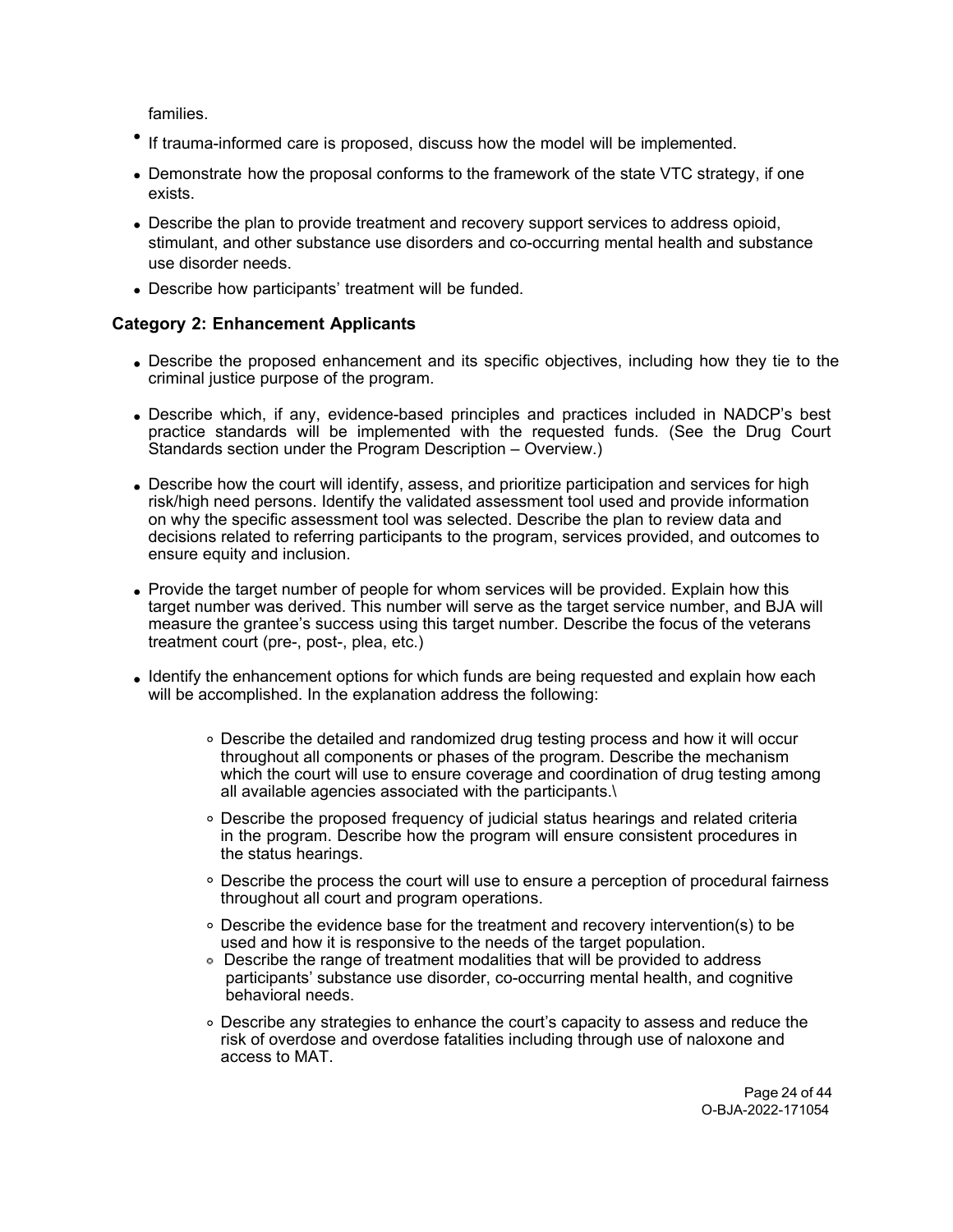families.

- If trauma-informed care is proposed, discuss how the model will be implemented.
- Demonstrate how the proposal conforms to the framework of the state VTC strategy, if one exists.
- Describe the plan to provide treatment and recovery support services to address opioid, stimulant, and other substance use disorders and co-occurring mental health and substance use disorder needs.
- Describe how participants' treatment will be funded.

### Category 2: Enhancement Applicants

- Describe the proposed enhancement and its specific objectives, including how they tie to the criminal justice purpose of the program.
- Describe which, if any, evidence-based principles and practices included in NADCP's best practice standards will be implemented with the requested funds. (See the Drug Court Standards section under the Program Description – Overview.)
- Describe how the court will identify, assess, and prioritize participation and services for high risk/high need persons. Identify the validated assessment tool used and provide information on why the specific assessment tool was selected. Describe the plan to review data and decisions related to referring participants to the program, services provided, and outcomes to ensure equity and inclusion.
- Provide the target number of people for whom services will be provided. Explain how this target number was derived. This number will serve as the target service number, and BJA will measure the grantee's success using this target number. Describe the focus of the veterans treatment court (pre-, post-, plea, etc.)
- Identify the enhancement options for which funds are being requested and explain how each will be accomplished. In the explanation address the following:
    - Describe the detailed and randomized drug testing process and how it will occur throughout all components or phases of the program. Describe the mechanism which the court will use to ensure coverage and coordination of drug testing among all available agencies associated with the participants.\
    - Describe the proposed frequency of judicial status hearings and related criteria in the program. Describe how the program will ensure consistent procedures in the status hearings.
    - Describe the process the court will use to ensure a perception of procedural fairness throughout all court and program operations.
    - Describe the evidence base for the treatment and recovery intervention(s) to be used and how it is responsive to the needs of the target population.
    - Describe the range of treatment modalities that will be provided to address participants' substance use disorder, co-occurring mental health, and cognitive behavioral needs.
    - Describe any strategies to enhance the court's capacity to assess and reduce the risk of overdose and overdose fatalities including through use of naloxone and access to MAT.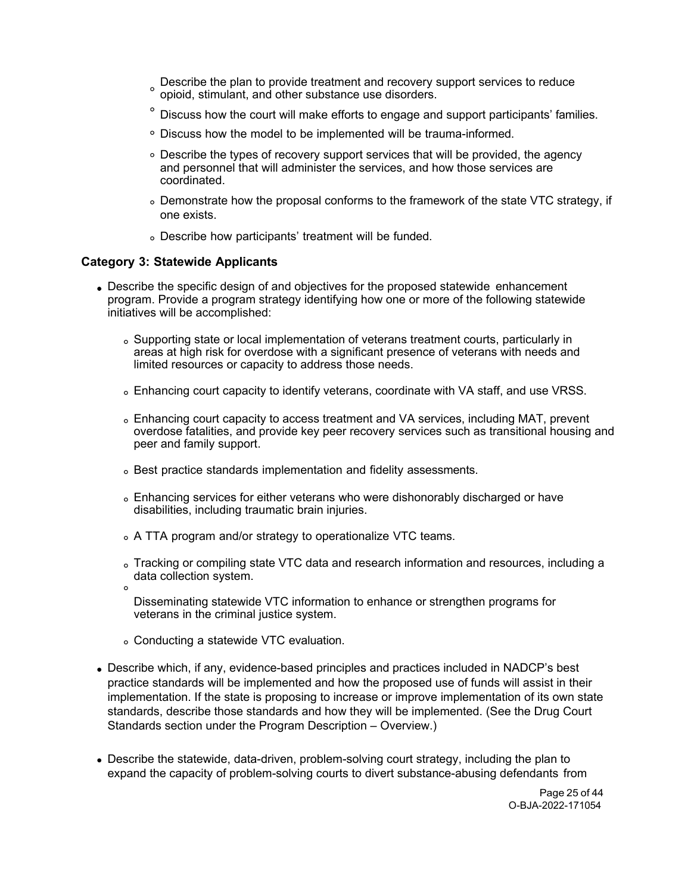- Describe the plan to provide treatment and recovery support services to reduce opioid, stimulant, and other substance use disorders.
- Discuss how the court will make efforts to engage and support participants' families.
- Discuss how the model to be implemented will be trauma-informed.
- Describe the types of recovery support services that will be provided, the agency and personnel that will administer the services, and how those services are coordinated.
- Demonstrate how the proposal conforms to the framework of the state VTC strategy, if one exists.
- Describe how participants' treatment will be funded.

**Category 3: Statewide Applicants**

- Describe the specific design of and objectives for the proposed statewide enhancement program. Provide a program strategy identifying how one or more of the following statewide initiatives will be accomplished:
  - Supporting state or local implementation of veterans treatment courts, particularly in areas at high risk for overdose with a significant presence of veterans with needs and limited resources or capacity to address those needs.
  - Enhancing court capacity to identify veterans, coordinate with VA staff, and use VRSS.
  - Enhancing court capacity to access treatment and VA services, including MAT, prevent overdose fatalities, and provide key peer recovery services such as transitional housing and peer and family support.
  - Best practice standards implementation and fidelity assessments.
  - Enhancing services for either veterans who were dishonorably discharged or have disabilities, including traumatic brain injuries.
  - A TTA program and/or strategy to operationalize VTC teams.
  - Tracking or compiling state VTC data and research information and resources, including a data collection system.
  - Disseminating statewide VTC information to enhance or strengthen programs for veterans in the criminal justice system.
  - Conducting a statewide VTC evaluation.
- Describe which, if any, evidence-based principles and practices included in NADCP's best practice standards will be implemented and how the proposed use of funds will assist in their implementation. If the state is proposing to increase or improve implementation of its own state standards, describe those standards and how they will be implemented. (See the Drug Court Standards section under the Program Description – Overview.)
- Describe the statewide, data-driven, problem-solving court strategy, including the plan to expand the capacity of problem-solving courts to divert substance-abusing defendants from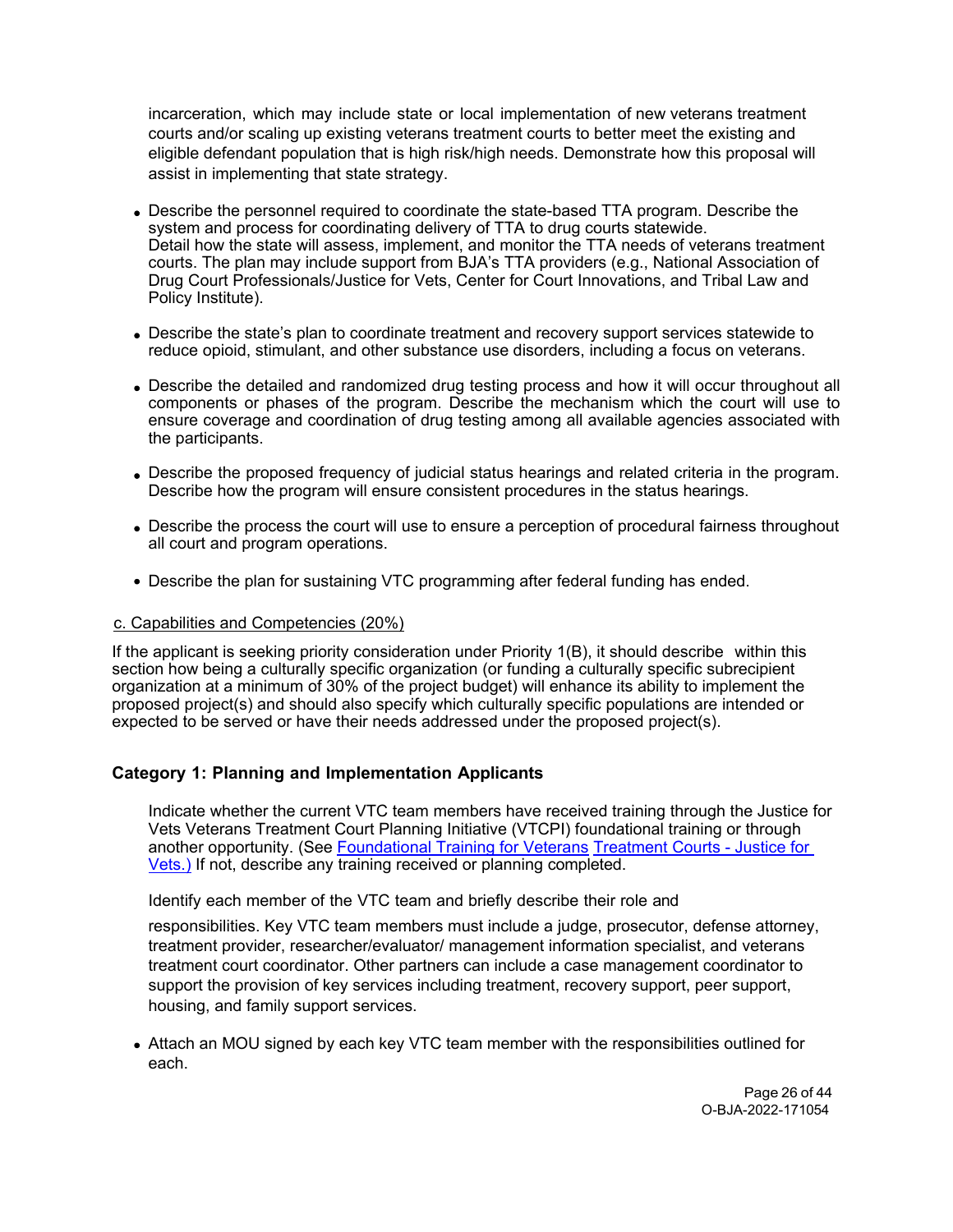incarceration, which may include state or local implementation of new veterans treatment courts and/or scaling up existing veterans treatment courts to better meet the existing and eligible defendant population that is high risk/high needs. Demonstrate how this proposal will assist in implementing that state strategy.

- Describe the personnel required to coordinate the state-based TTA program. Describe the system and process for coordinating delivery of TTA to drug courts statewide. Detail how the state will assess, implement, and monitor the TTA needs of veterans treatment courts. The plan may include support from BJA's TTA providers (e.g., National Association of Drug Court Professionals/Justice for Vets, Center for Court Innovations, and Tribal Law and Policy Institute).
- Describe the state's plan to coordinate treatment and recovery support services statewide to reduce opioid, stimulant, and other substance use disorders, including a focus on veterans.
- Describe the detailed and randomized drug testing process and how it will occur throughout all components or phases of the program. Describe the mechanism which the court will use to ensure coverage and coordination of drug testing among all available agencies associated with the participants.
- Describe the proposed frequency of judicial status hearings and related criteria in the program. Describe how the program will ensure consistent procedures in the status hearings.
- Describe the process the court will use to ensure a perception of procedural fairness throughout all court and program operations.
- Describe the plan for sustaining VTC programming after federal funding has ended.

c. Capabilities and Competencies (20%)

If the applicant is seeking priority consideration under Priority 1(B), it should describe within this section how being a culturally specific organization (or funding a culturally specific subrecipient organization at a minimum of 30% of the project budget) will enhance its ability to implement the proposed project(s) and should also specify which culturally specific populations are intended or expected to be served or have their needs addressed under the proposed project(s).

### Category 1: Planning and Implementation Applicants

Indicate whether the current VTC team members have received training through the Justice for Vets Veterans Treatment Court Planning Initiative (VTCPI) foundational training or through another opportunity. (See [Foundational Training for Veterans Treatment Courts - Justice for Vets.)](#) If not, describe any training received or planning completed.

Identify each member of the VTC team and briefly describe their role and responsibilities. Key VTC team members must include a judge, prosecutor, defense attorney, treatment provider, researcher/evaluator/ management information specialist, and veterans treatment court coordinator. Other partners can include a case management coordinator to support the provision of key services including treatment, recovery support, peer support, housing, and family support services.

- Attach an MOU signed by each key VTC team member with the responsibilities outlined for each.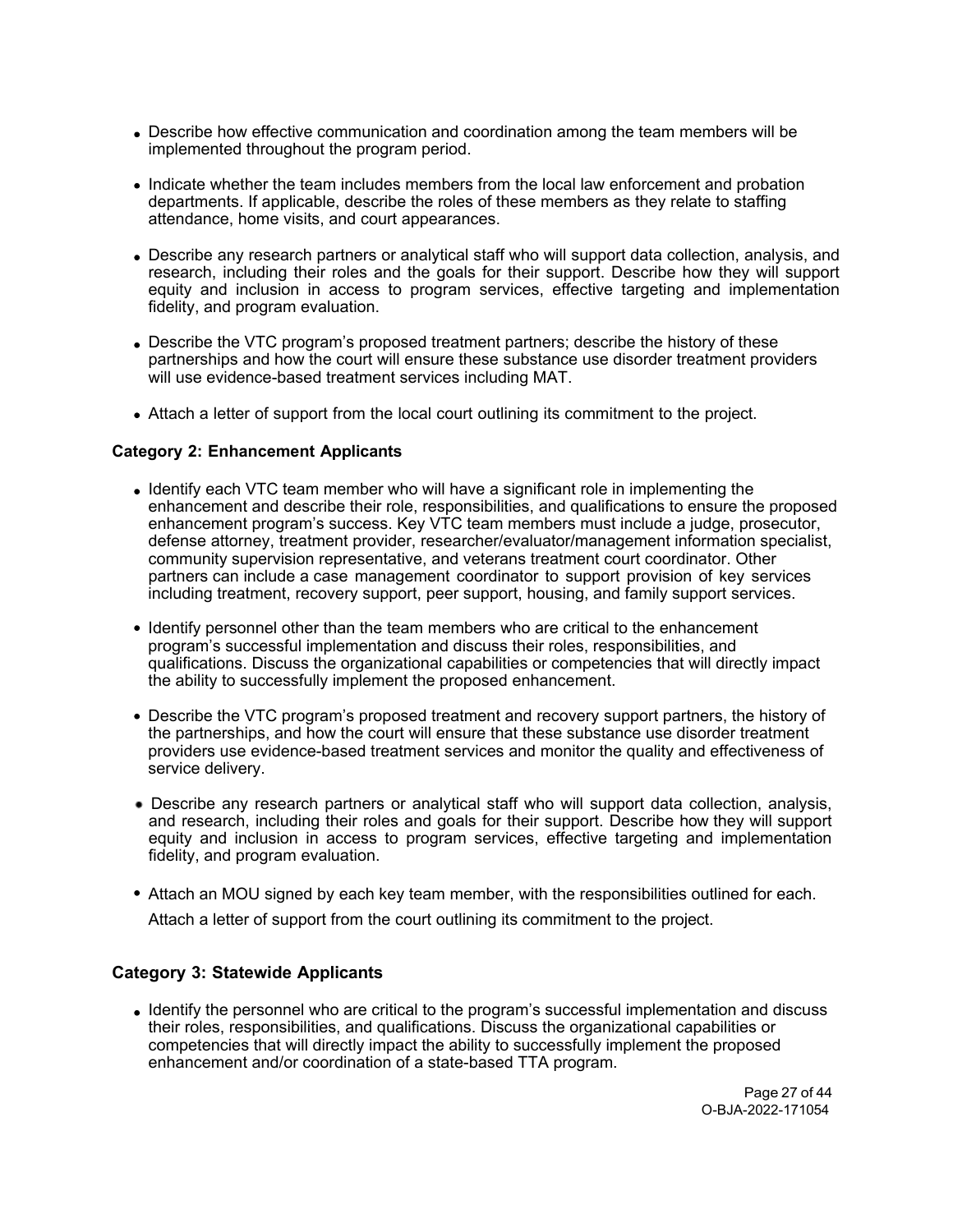- Describe how effective communication and coordination among the team members will be implemented throughout the program period.
- Indicate whether the team includes members from the local law enforcement and probation departments. If applicable, describe the roles of these members as they relate to staffing attendance, home visits, and court appearances.
- Describe any research partners or analytical staff who will support data collection, analysis, and research, including their roles and the goals for their support. Describe how they will support equity and inclusion in access to program services, effective targeting and implementation fidelity, and program evaluation.
- Describe the VTC program's proposed treatment partners; describe the history of these partnerships and how the court will ensure these substance use disorder treatment providers will use evidence-based treatment services including MAT.
- Attach a letter of support from the local court outlining its commitment to the project.

**Category 2: Enhancement Applicants**

- Identify each VTC team member who will have a significant role in implementing the enhancement and describe their role, responsibilities, and qualifications to ensure the proposed enhancement program's success. Key VTC team members must include a judge, prosecutor, defense attorney, treatment provider, researcher/evaluator/management information specialist, community supervision representative, and veterans treatment court coordinator. Other partners can include a case management coordinator to support provision of key services including treatment, recovery support, peer support, housing, and family support services.
- Identify personnel other than the team members who are critical to the enhancement program's successful implementation and discuss their roles, responsibilities, and qualifications. Discuss the organizational capabilities or competencies that will directly impact the ability to successfully implement the proposed enhancement.
- Describe the VTC program's proposed treatment and recovery support partners, the history of the partnerships, and how the court will ensure that these substance use disorder treatment providers use evidence-based treatment services and monitor the quality and effectiveness of service delivery.
- Describe any research partners or analytical staff who will support data collection, analysis, and research, including their roles and goals for their support. Describe how they will support equity and inclusion in access to program services, effective targeting and implementation fidelity, and program evaluation.
- Attach an MOU signed by each key team member, with the responsibilities outlined for each.

  Attach a letter of support from the court outlining its commitment to the project.

**Category 3: Statewide Applicants**

- Identify the personnel who are critical to the program's successful implementation and discuss their roles, responsibilities, and qualifications. Discuss the organizational capabilities or competencies that will directly impact the ability to successfully implement the proposed enhancement and/or coordination of a state-based TTA program.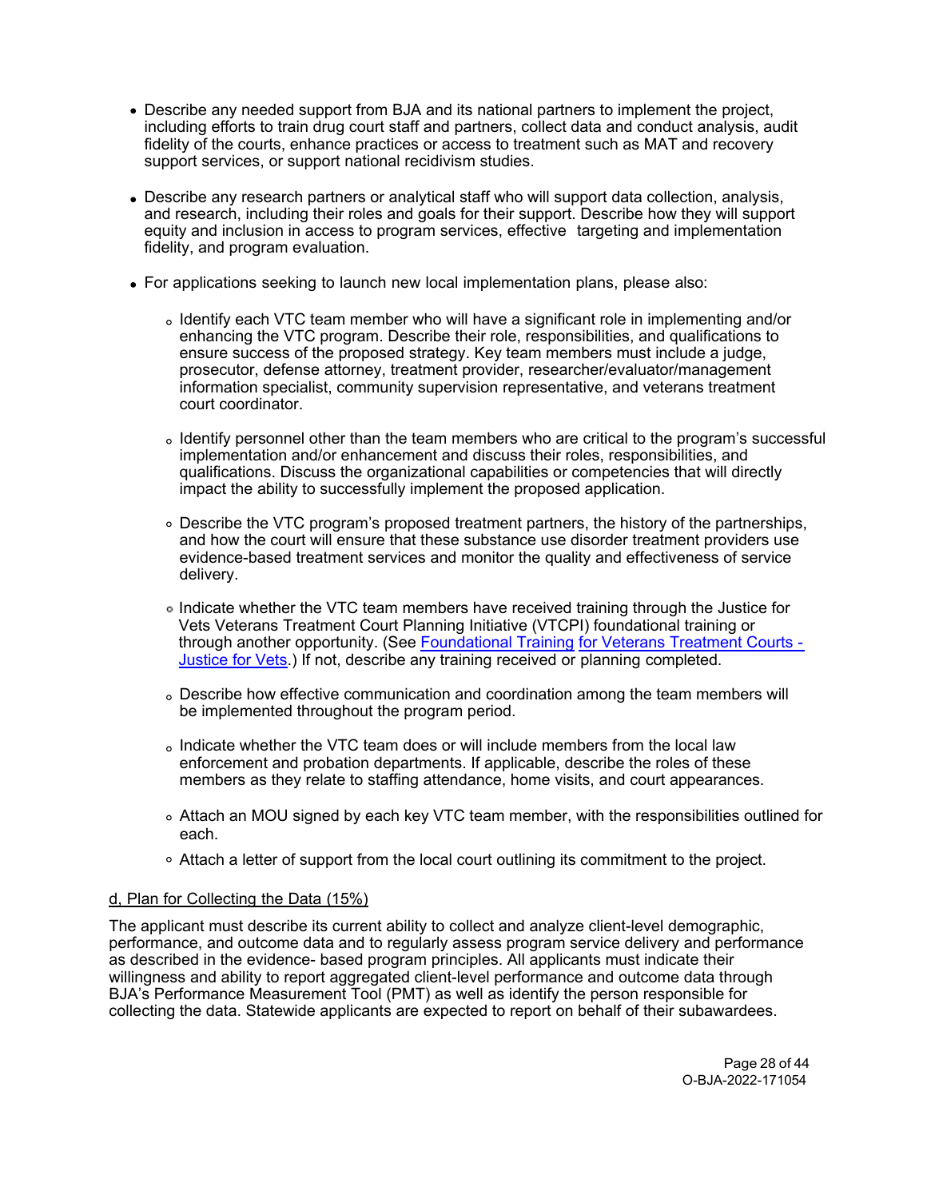- Describe any needed support from BJA and its national partners to implement the project, including efforts to train drug court staff and partners, collect data and conduct analysis, audit fidelity of the courts, enhance practices or access to treatment such as MAT and recovery support services, or support national recidivism studies.

- Describe any research partners or analytical staff who will support data collection, analysis, and research, including their roles and goals for their support. Describe how they will support equity and inclusion in access to program services, effective targeting and implementation fidelity, and program evaluation.

- For applications seeking to launch new local implementation plans, please also:

  - Identify each VTC team member who will have a significant role in implementing and/or enhancing the VTC program. Describe their role, responsibilities, and qualifications to ensure success of the proposed strategy. Key team members must include a judge, prosecutor, defense attorney, treatment provider, researcher/evaluator/management information specialist, community supervision representative, and veterans treatment court coordinator.

  - Identify personnel other than the team members who are critical to the program's successful implementation and/or enhancement and discuss their roles, responsibilities, and qualifications. Discuss the organizational capabilities or competencies that will directly impact the ability to successfully implement the proposed application.

  - Describe the VTC program's proposed treatment partners, the history of the partnerships, and how the court will ensure that these substance use disorder treatment providers use evidence-based treatment services and monitor the quality and effectiveness of service delivery.

  - Indicate whether the VTC team members have received training through the Justice for Vets Veterans Treatment Court Planning Initiative (VTCPI) foundational training or through another opportunity. (See [Foundational Training for Veterans Treatment Courts - Justice for Vets](#).) If not, describe any training received or planning completed.

  - Describe how effective communication and coordination among the team members will be implemented throughout the program period.

  - Indicate whether the VTC team does or will include members from the local law enforcement and probation departments. If applicable, describe the roles of these members as they relate to staffing attendance, home visits, and court appearances.

  - Attach an MOU signed by each key VTC team member, with the responsibilities outlined for each.

  - Attach a letter of support from the local court outlining its commitment to the project.

<u>d, Plan for Collecting the Data (15%)</u>

The applicant must describe its current ability to collect and analyze client-level demographic, performance, and outcome data and to regularly assess program service delivery and performance as described in the evidence- based program principles. All applicants must indicate their willingness and ability to report aggregated client-level performance and outcome data through BJA's Performance Measurement Tool (PMT) as well as identify the person responsible for collecting the data. Statewide applicants are expected to report on behalf of their subawardees.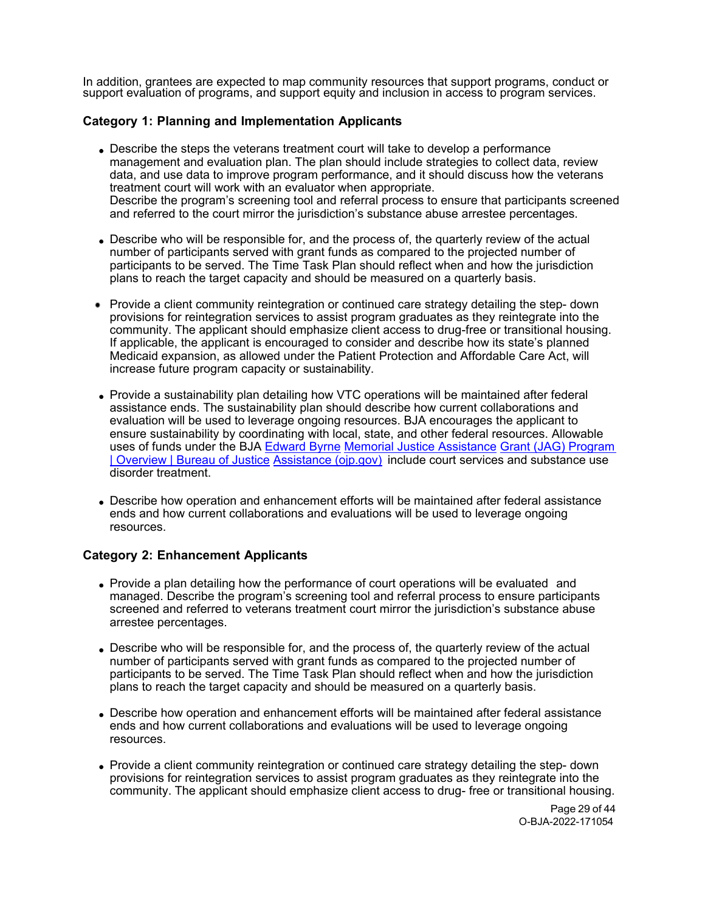In addition, grantees are expected to map community resources that support programs, conduct or support evaluation of programs, and support equity and inclusion in access to program services.

### Category 1: Planning and Implementation Applicants

- Describe the steps the veterans treatment court will take to develop a performance management and evaluation plan. The plan should include strategies to collect data, review data, and use data to improve program performance, and it should discuss how the veterans treatment court will work with an evaluator when appropriate.
  Describe the program's screening tool and referral process to ensure that participants screened and referred to the court mirror the jurisdiction's substance abuse arrestee percentages.
- Describe who will be responsible for, and the process of, the quarterly review of the actual number of participants served with grant funds as compared to the projected number of participants to be served. The Time Task Plan should reflect when and how the jurisdiction plans to reach the target capacity and should be measured on a quarterly basis.
- Provide a client community reintegration or continued care strategy detailing the step- down provisions for reintegration services to assist program graduates as they reintegrate into the community. The applicant should emphasize client access to drug-free or transitional housing. If applicable, the applicant is encouraged to consider and describe how its state's planned Medicaid expansion, as allowed under the Patient Protection and Affordable Care Act, will increase future program capacity or sustainability.
- Provide a sustainability plan detailing how VTC operations will be maintained after federal assistance ends. The sustainability plan should describe how current collaborations and evaluation will be used to leverage ongoing resources. BJA encourages the applicant to ensure sustainability by coordinating with local, state, and other federal resources. Allowable uses of funds under the BJA [Edward Byrne Memorial Justice Assistance Grant (JAG) Program | Overview | Bureau of Justice Assistance (ojp.gov)](https://bja.ojp.gov) include court services and substance use disorder treatment.
- Describe how operation and enhancement efforts will be maintained after federal assistance ends and how current collaborations and evaluations will be used to leverage ongoing resources.

### Category 2: Enhancement Applicants

- Provide a plan detailing how the performance of court operations will be evaluated and managed. Describe the program's screening tool and referral process to ensure participants screened and referred to veterans treatment court mirror the jurisdiction's substance abuse arrestee percentages.
- Describe who will be responsible for, and the process of, the quarterly review of the actual number of participants served with grant funds as compared to the projected number of participants to be served. The Time Task Plan should reflect when and how the jurisdiction plans to reach the target capacity and should be measured on a quarterly basis.
- Describe how operation and enhancement efforts will be maintained after federal assistance ends and how current collaborations and evaluations will be used to leverage ongoing resources.
- Provide a client community reintegration or continued care strategy detailing the step- down provisions for reintegration services to assist program graduates as they reintegrate into the community. The applicant should emphasize client access to drug- free or transitional housing.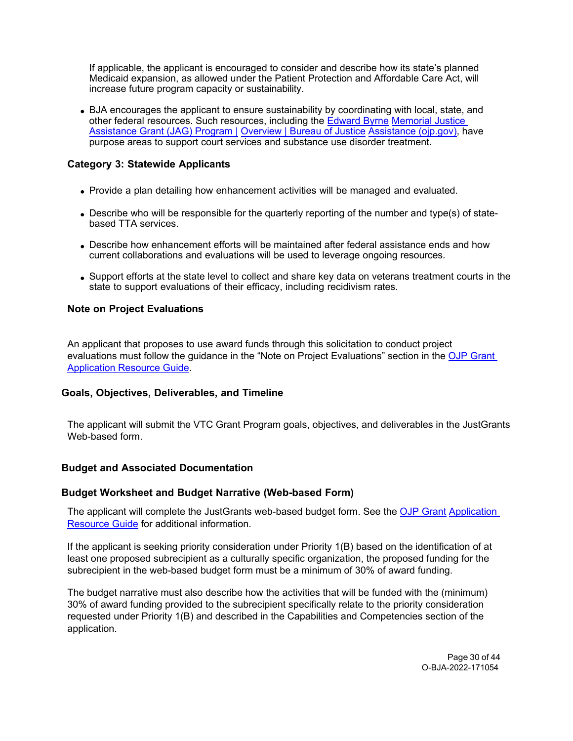If applicable, the applicant is encouraged to consider and describe how its state's planned Medicaid expansion, as allowed under the Patient Protection and Affordable Care Act, will increase future program capacity or sustainability.

- BJA encourages the applicant to ensure sustainability by coordinating with local, state, and other federal resources. Such resources, including the [Edward Byrne Memorial Justice Assistance Grant (JAG) Program | Overview | Bureau of Justice Assistance (ojp.gov)](), have purpose areas to support court services and substance use disorder treatment.

**Category 3: Statewide Applicants**

- Provide a plan detailing how enhancement activities will be managed and evaluated.
- Describe who will be responsible for the quarterly reporting of the number and type(s) of state-based TTA services.
- Describe how enhancement efforts will be maintained after federal assistance ends and how current collaborations and evaluations will be used to leverage ongoing resources.
- Support efforts at the state level to collect and share key data on veterans treatment courts in the state to support evaluations of their efficacy, including recidivism rates.

**Note on Project Evaluations**

An applicant that proposes to use award funds through this solicitation to conduct project evaluations must follow the guidance in the "Note on Project Evaluations" section in the [OJP Grant Application Resource Guide]().

### Goals, Objectives, Deliverables, and Timeline

The applicant will submit the VTC Grant Program goals, objectives, and deliverables in the JustGrants Web-based form.

### Budget and Associated Documentation

### Budget Worksheet and Budget Narrative (Web-based Form)

The applicant will complete the JustGrants web-based budget form. See the [OJP Grant Application Resource Guide]() for additional information.

If the applicant is seeking priority consideration under Priority 1(B) based on the identification of at least one proposed subrecipient as a culturally specific organization, the proposed funding for the subrecipient in the web-based budget form must be a minimum of 30% of award funding.

The budget narrative must also describe how the activities that will be funded with the (minimum) 30% of award funding provided to the subrecipient specifically relate to the priority consideration requested under Priority 1(B) and described in the Capabilities and Competencies section of the application.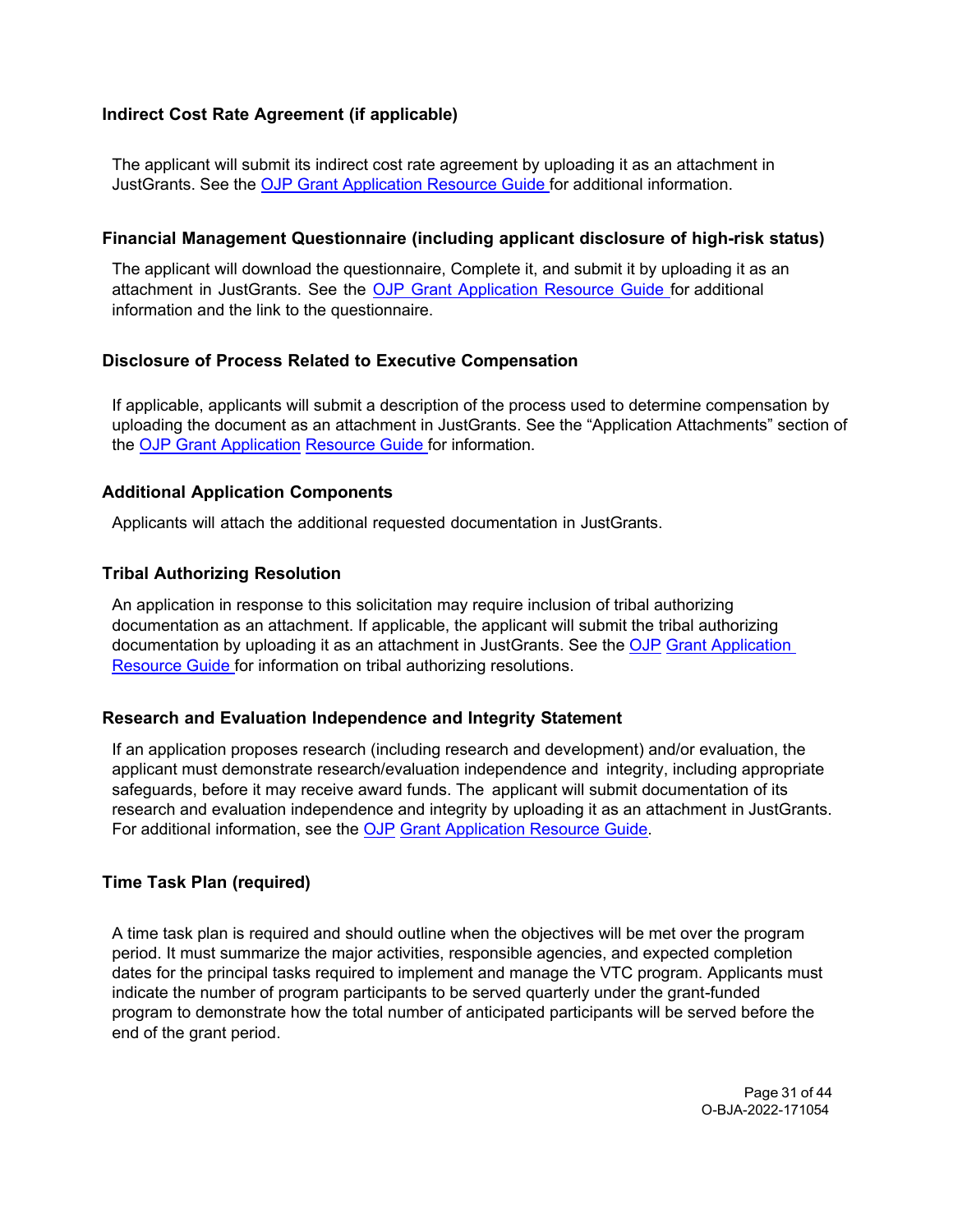### Indirect Cost Rate Agreement (if applicable)

The applicant will submit its indirect cost rate agreement by uploading it as an attachment in JustGrants. See the OJP Grant Application Resource Guide for additional information.

### Financial Management Questionnaire (including applicant disclosure of high-risk status)

The applicant will download the questionnaire, Complete it, and submit it by uploading it as an attachment in JustGrants. See the OJP Grant Application Resource Guide for additional information and the link to the questionnaire.

### Disclosure of Process Related to Executive Compensation

If applicable, applicants will submit a description of the process used to determine compensation by uploading the document as an attachment in JustGrants. See the "Application Attachments" section of the OJP Grant Application Resource Guide for information.

### Additional Application Components

Applicants will attach the additional requested documentation in JustGrants.

### Tribal Authorizing Resolution

An application in response to this solicitation may require inclusion of tribal authorizing documentation as an attachment. If applicable, the applicant will submit the tribal authorizing documentation by uploading it as an attachment in JustGrants. See the OJP Grant Application Resource Guide for information on tribal authorizing resolutions.

### Research and Evaluation Independence and Integrity Statement

If an application proposes research (including research and development) and/or evaluation, the applicant must demonstrate research/evaluation independence and integrity, including appropriate safeguards, before it may receive award funds. The applicant will submit documentation of its research and evaluation independence and integrity by uploading it as an attachment in JustGrants. For additional information, see the OJP Grant Application Resource Guide.

### Time Task Plan (required)

A time task plan is required and should outline when the objectives will be met over the program period. It must summarize the major activities, responsible agencies, and expected completion dates for the principal tasks required to implement and manage the VTC program. Applicants must indicate the number of program participants to be served quarterly under the grant-funded program to demonstrate how the total number of anticipated participants will be served before the end of the grant period.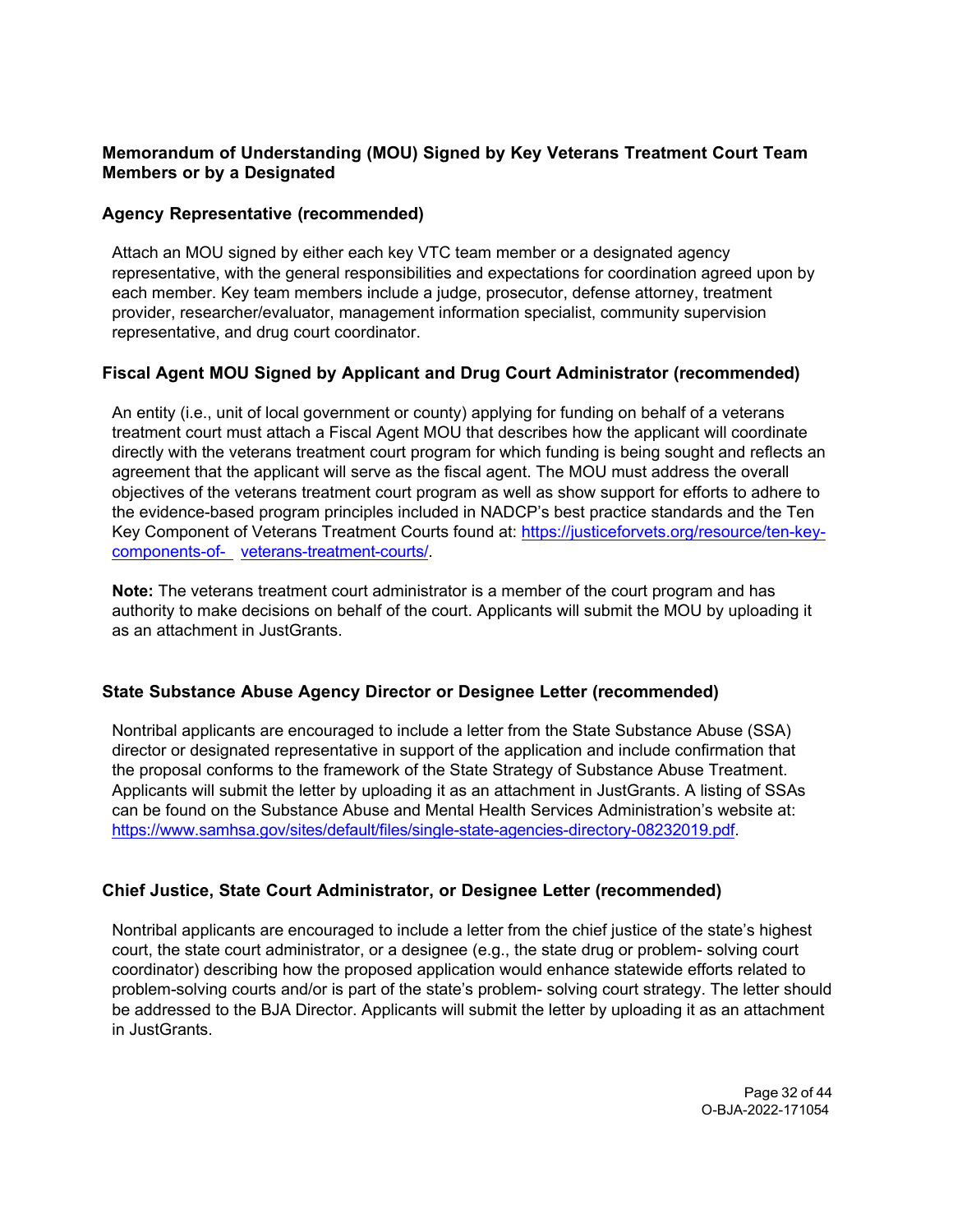### Memorandum of Understanding (MOU) Signed by Key Veterans Treatment Court Team Members or by a Designated

### Agency Representative (recommended)

Attach an MOU signed by either each key VTC team member or a designated agency representative, with the general responsibilities and expectations for coordination agreed upon by each member. Key team members include a judge, prosecutor, defense attorney, treatment provider, researcher/evaluator, management information specialist, community supervision representative, and drug court coordinator.

### Fiscal Agent MOU Signed by Applicant and Drug Court Administrator (recommended)

An entity (i.e., unit of local government or county) applying for funding on behalf of a veterans treatment court must attach a Fiscal Agent MOU that describes how the applicant will coordinate directly with the veterans treatment court program for which funding is being sought and reflects an agreement that the applicant will serve as the fiscal agent. The MOU must address the overall objectives of the veterans treatment court program as well as show support for efforts to adhere to the evidence-based program principles included in NADCP's best practice standards and the Ten Key Component of Veterans Treatment Courts found at: [https://justiceforvets.org/resource/ten-key-components-of- veterans-treatment-courts/](https://justiceforvets.org/resource/ten-key-components-of-veterans-treatment-courts/).

**Note:** The veterans treatment court administrator is a member of the court program and has authority to make decisions on behalf of the court. Applicants will submit the MOU by uploading it as an attachment in JustGrants.

### State Substance Abuse Agency Director or Designee Letter (recommended)

Nontribal applicants are encouraged to include a letter from the State Substance Abuse (SSA) director or designated representative in support of the application and include confirmation that the proposal conforms to the framework of the State Strategy of Substance Abuse Treatment. Applicants will submit the letter by uploading it as an attachment in JustGrants. A listing of SSAs can be found on the Substance Abuse and Mental Health Services Administration's website at: [https://www.samhsa.gov/sites/default/files/single-state-agencies-directory-08232019.pdf](https://www.samhsa.gov/sites/default/files/single-state-agencies-directory-08232019.pdf).

### Chief Justice, State Court Administrator, or Designee Letter (recommended)

Nontribal applicants are encouraged to include a letter from the chief justice of the state's highest court, the state court administrator, or a designee (e.g., the state drug or problem- solving court coordinator) describing how the proposed application would enhance statewide efforts related to problem-solving courts and/or is part of the state's problem- solving court strategy. The letter should be addressed to the BJA Director. Applicants will submit the letter by uploading it as an attachment in JustGrants.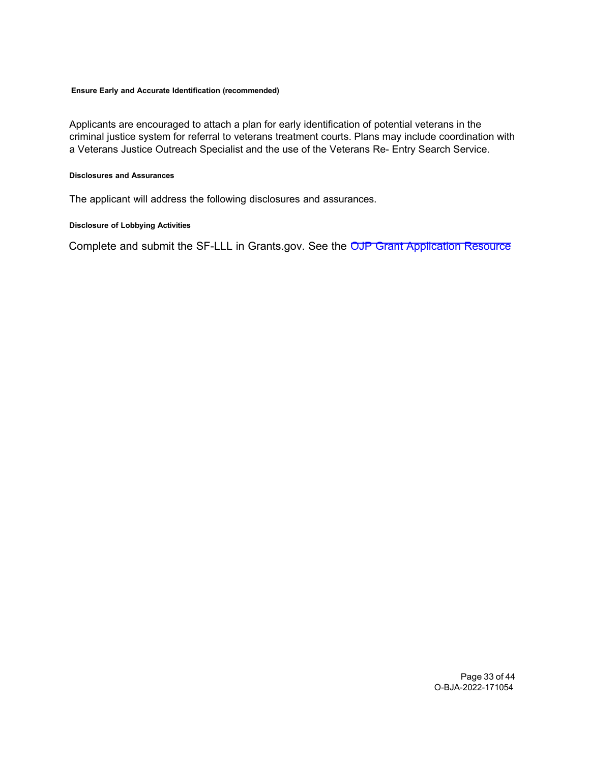#### Ensure Early and Accurate Identification (recommended)

Applicants are encouraged to attach a plan for early identification of potential veterans in the criminal justice system for referral to veterans treatment courts. Plans may include coordination with a Veterans Justice Outreach Specialist and the use of the Veterans Re- Entry Search Service.

#### Disclosures and Assurances

The applicant will address the following disclosures and assurances.

#### Disclosure of Lobbying Activities

Complete and submit the SF-LLL in Grants.gov. See the OJP Grant Application Resource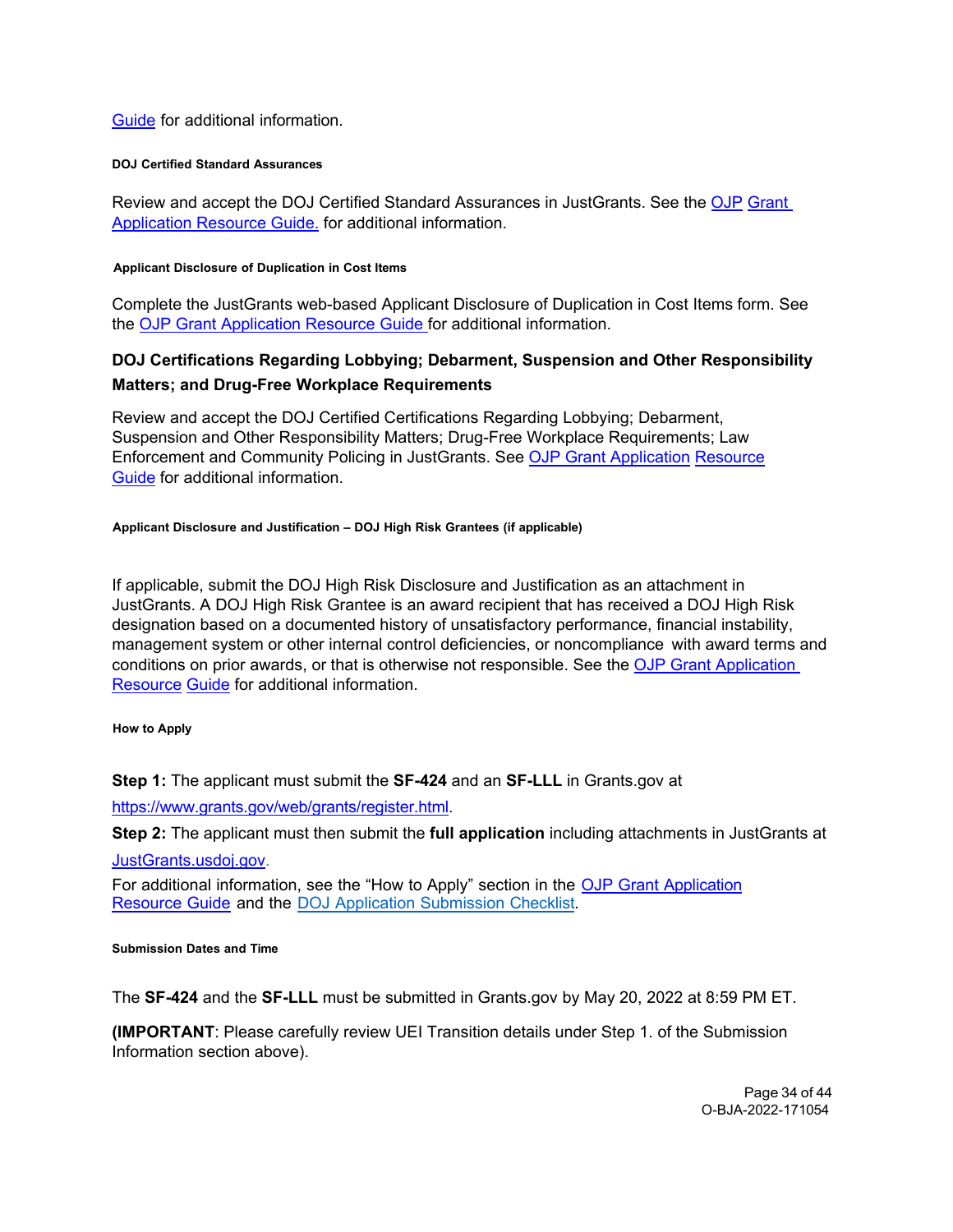Guide for additional information.

#### DOJ Certified Standard Assurances

Review and accept the DOJ Certified Standard Assurances in JustGrants. See the OJP Grant Application Resource Guide. for additional information.

#### Applicant Disclosure of Duplication in Cost Items

Complete the JustGrants web-based Applicant Disclosure of Duplication in Cost Items form. See the OJP Grant Application Resource Guide for additional information.

### DOJ Certifications Regarding Lobbying; Debarment, Suspension and Other Responsibility Matters; and Drug-Free Workplace Requirements

Review and accept the DOJ Certified Certifications Regarding Lobbying; Debarment, Suspension and Other Responsibility Matters; Drug-Free Workplace Requirements; Law Enforcement and Community Policing in JustGrants. See OJP Grant Application Resource Guide for additional information.

#### Applicant Disclosure and Justification – DOJ High Risk Grantees (if applicable)

If applicable, submit the DOJ High Risk Disclosure and Justification as an attachment in JustGrants. A DOJ High Risk Grantee is an award recipient that has received a DOJ High Risk designation based on a documented history of unsatisfactory performance, financial instability, management system or other internal control deficiencies, or noncompliance with award terms and conditions on prior awards, or that is otherwise not responsible. See the OJP Grant Application Resource Guide for additional information.

#### How to Apply

**Step 1:** The applicant must submit the **SF-424** and an **SF-LLL** in Grants.gov at https://www.grants.gov/web/grants/register.html.

**Step 2:** The applicant must then submit the **full application** including attachments in JustGrants at JustGrants.usdoj.gov.

For additional information, see the "How to Apply" section in the OJP Grant Application Resource Guide and the DOJ Application Submission Checklist.

#### Submission Dates and Time

The **SF-424** and the **SF-LLL** must be submitted in Grants.gov by May 20, 2022 at 8:59 PM ET.

**(IMPORTANT**: Please carefully review UEI Transition details under Step 1. of the Submission Information section above).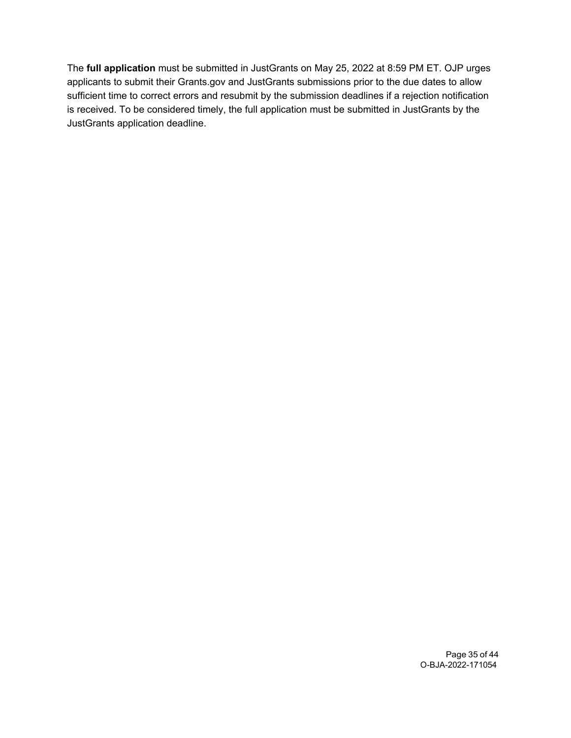The **full application** must be submitted in JustGrants on May 25, 2022 at 8:59 PM ET. OJP urges applicants to submit their Grants.gov and JustGrants submissions prior to the due dates to allow sufficient time to correct errors and resubmit by the submission deadlines if a rejection notification is received. To be considered timely, the full application must be submitted in JustGrants by the JustGrants application deadline.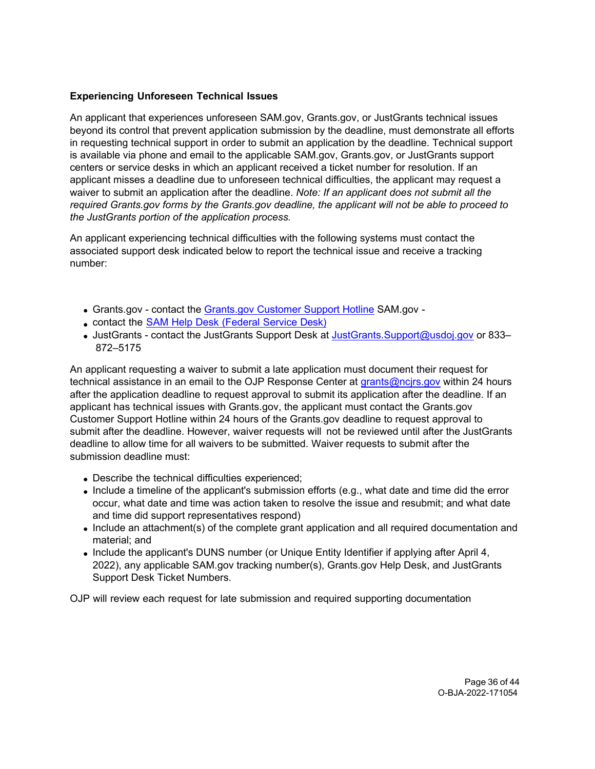### Experiencing Unforeseen Technical Issues

An applicant that experiences unforeseen SAM.gov, Grants.gov, or JustGrants technical issues beyond its control that prevent application submission by the deadline, must demonstrate all efforts in requesting technical support in order to submit an application by the deadline. Technical support is available via phone and email to the applicable SAM.gov, Grants.gov, or JustGrants support centers or service desks in which an applicant received a ticket number for resolution. If an applicant misses a deadline due to unforeseen technical difficulties, the applicant may request a waiver to submit an application after the deadline. *Note: If an applicant does not submit all the required Grants.gov forms by the Grants.gov deadline, the applicant will not be able to proceed to the JustGrants portion of the application process.*

An applicant experiencing technical difficulties with the following systems must contact the associated support desk indicated below to report the technical issue and receive a tracking number:

- Grants.gov - contact the Grants.gov Customer Support Hotline SAM.gov -
- contact the SAM Help Desk (Federal Service Desk)
- JustGrants - contact the JustGrants Support Desk at JustGrants.Support@usdoj.gov or 833–872–5175

An applicant requesting a waiver to submit a late application must document their request for technical assistance in an email to the OJP Response Center at grants@ncjrs.gov within 24 hours after the application deadline to request approval to submit its application after the deadline. If an applicant has technical issues with Grants.gov, the applicant must contact the Grants.gov Customer Support Hotline within 24 hours of the Grants.gov deadline to request approval to submit after the deadline. However, waiver requests will not be reviewed until after the JustGrants deadline to allow time for all waivers to be submitted. Waiver requests to submit after the submission deadline must:

- Describe the technical difficulties experienced;
- Include a timeline of the applicant's submission efforts (e.g., what date and time did the error occur, what date and time was action taken to resolve the issue and resubmit; and what date and time did support representatives respond)
- Include an attachment(s) of the complete grant application and all required documentation and material; and
- Include the applicant's DUNS number (or Unique Entity Identifier if applying after April 4, 2022), any applicable SAM.gov tracking number(s), Grants.gov Help Desk, and JustGrants Support Desk Ticket Numbers.

OJP will review each request for late submission and required supporting documentation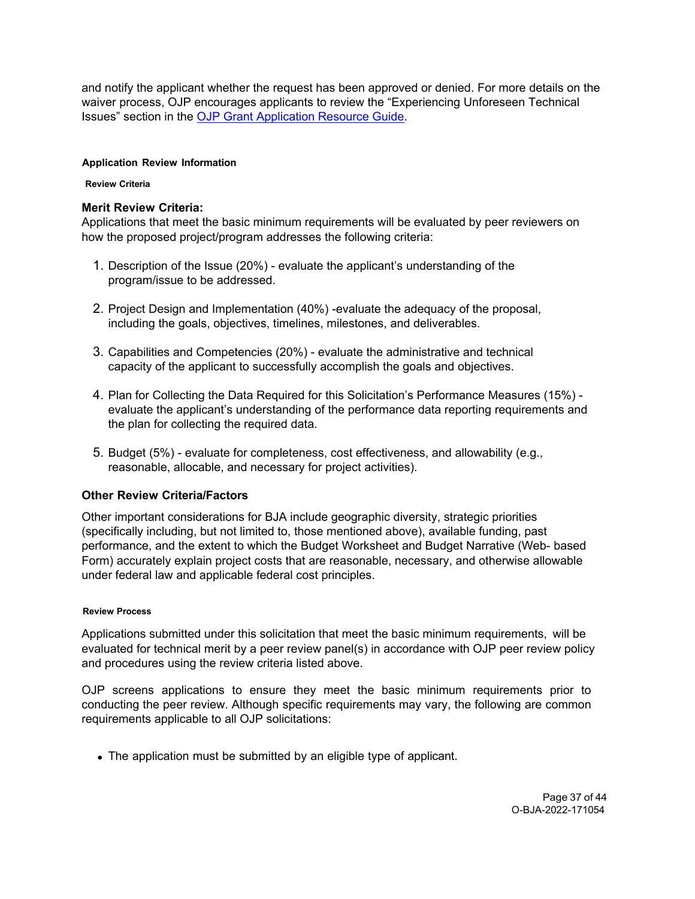and notify the applicant whether the request has been approved or denied. For more details on the waiver process, OJP encourages applicants to review the "Experiencing Unforeseen Technical Issues" section in the [OJP Grant Application Resource Guide](#).

## Application Review Information

### Review Criteria

**Merit Review Criteria:**
Applications that meet the basic minimum requirements will be evaluated by peer reviewers on how the proposed project/program addresses the following criteria:

1. Description of the Issue (20%) - evaluate the applicant's understanding of the program/issue to be addressed.
2. Project Design and Implementation (40%) -evaluate the adequacy of the proposal, including the goals, objectives, timelines, milestones, and deliverables.
3. Capabilities and Competencies (20%) - evaluate the administrative and technical capacity of the applicant to successfully accomplish the goals and objectives.
4. Plan for Collecting the Data Required for this Solicitation's Performance Measures (15%) - evaluate the applicant's understanding of the performance data reporting requirements and the plan for collecting the required data.
5. Budget (5%) - evaluate for completeness, cost effectiveness, and allowability (e.g., reasonable, allocable, and necessary for project activities).

**Other Review Criteria/Factors**

Other important considerations for BJA include geographic diversity, strategic priorities (specifically including, but not limited to, those mentioned above), available funding, past performance, and the extent to which the Budget Worksheet and Budget Narrative (Web- based Form) accurately explain project costs that are reasonable, necessary, and otherwise allowable under federal law and applicable federal cost principles.

### Review Process

Applications submitted under this solicitation that meet the basic minimum requirements, will be evaluated for technical merit by a peer review panel(s) in accordance with OJP peer review policy and procedures using the review criteria listed above.

OJP screens applications to ensure they meet the basic minimum requirements prior to conducting the peer review. Although specific requirements may vary, the following are common requirements applicable to all OJP solicitations:

- The application must be submitted by an eligible type of applicant.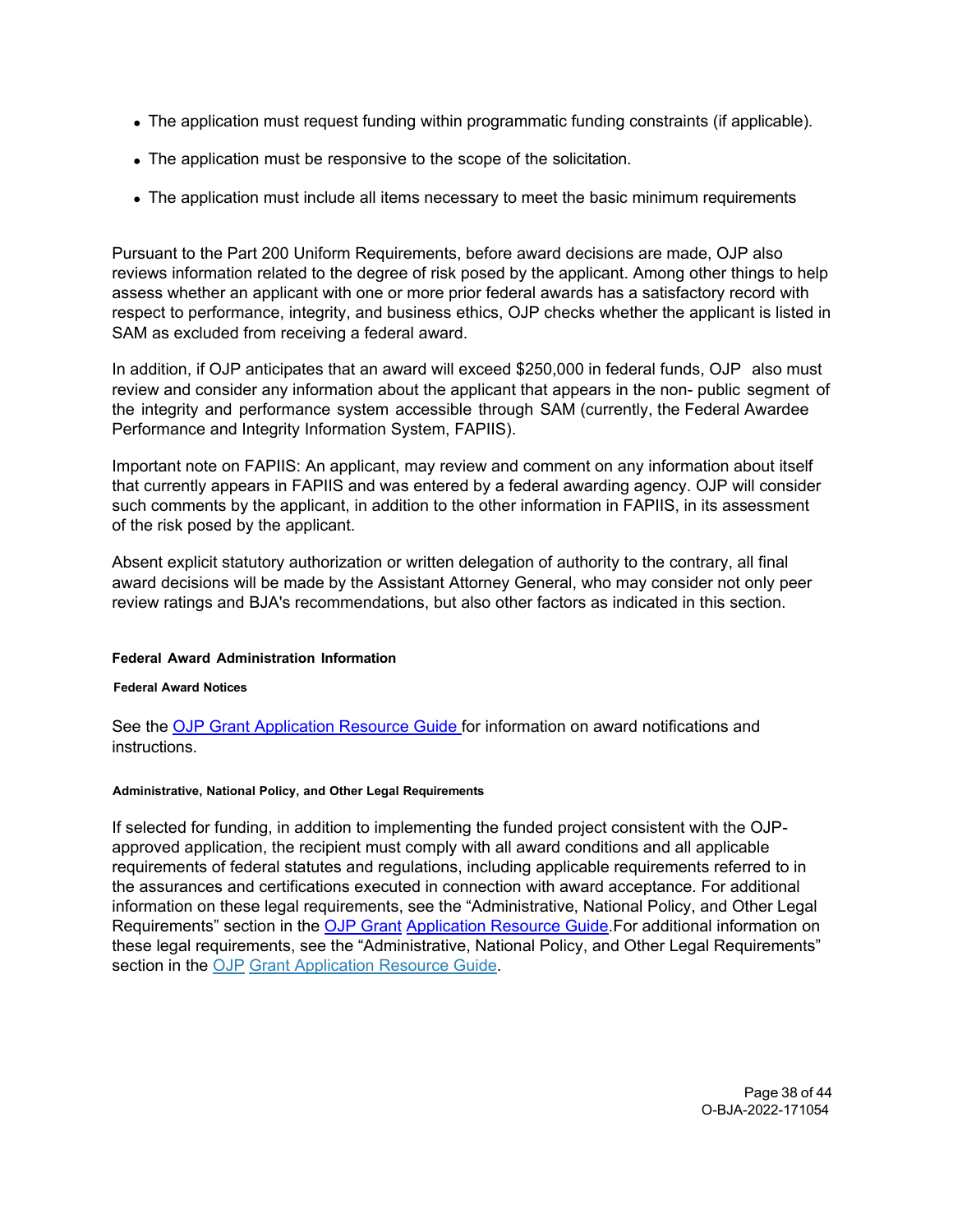- The application must request funding within programmatic funding constraints (if applicable).
- The application must be responsive to the scope of the solicitation.
- The application must include all items necessary to meet the basic minimum requirements

Pursuant to the Part 200 Uniform Requirements, before award decisions are made, OJP also reviews information related to the degree of risk posed by the applicant. Among other things to help assess whether an applicant with one or more prior federal awards has a satisfactory record with respect to performance, integrity, and business ethics, OJP checks whether the applicant is listed in SAM as excluded from receiving a federal award.

In addition, if OJP anticipates that an award will exceed $250,000 in federal funds, OJP also must review and consider any information about the applicant that appears in the non- public segment of the integrity and performance system accessible through SAM (currently, the Federal Awardee Performance and Integrity Information System, FAPIIS).

Important note on FAPIIS: An applicant, may review and comment on any information about itself that currently appears in FAPIIS and was entered by a federal awarding agency. OJP will consider such comments by the applicant, in addition to the other information in FAPIIS, in its assessment of the risk posed by the applicant.

Absent explicit statutory authorization or written delegation of authority to the contrary, all final award decisions will be made by the Assistant Attorney General, who may consider not only peer review ratings and BJA's recommendations, but also other factors as indicated in this section.

## Federal Award Administration Information

### Federal Award Notices

See the [OJP Grant Application Resource Guide](#) for information on award notifications and instructions.

### Administrative, National Policy, and Other Legal Requirements

If selected for funding, in addition to implementing the funded project consistent with the OJP-approved application, the recipient must comply with all award conditions and all applicable requirements of federal statutes and regulations, including applicable requirements referred to in the assurances and certifications executed in connection with award acceptance. For additional information on these legal requirements, see the "Administrative, National Policy, and Other Legal Requirements" section in the [OJP Grant Application Resource Guide](#).For additional information on these legal requirements, see the "Administrative, National Policy, and Other Legal Requirements" section in the [OJP Grant Application Resource Guide](#).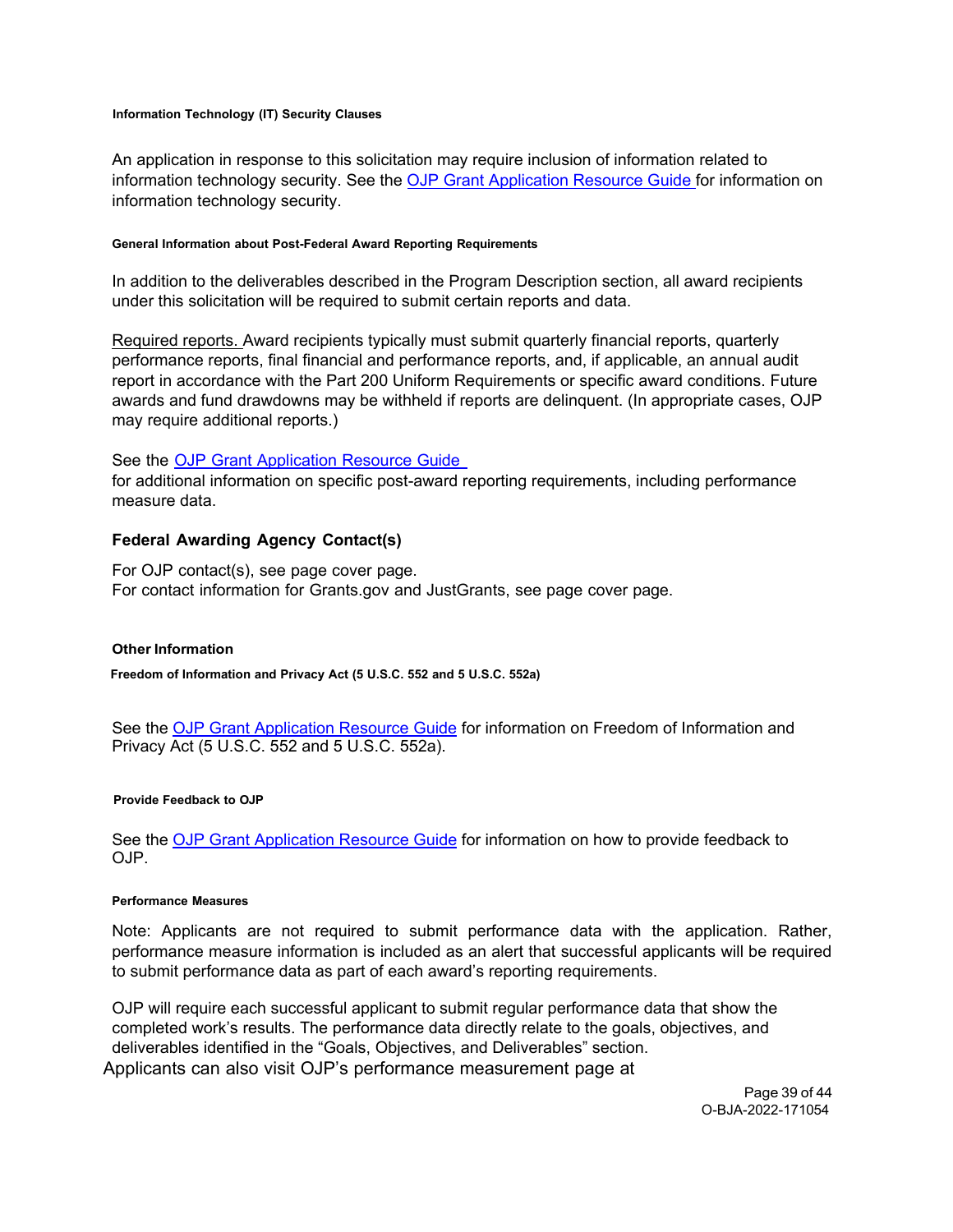#### Information Technology (IT) Security Clauses

An application in response to this solicitation may require inclusion of information related to information technology security. See the OJP Grant Application Resource Guide for information on information technology security.

#### General Information about Post-Federal Award Reporting Requirements

In addition to the deliverables described in the Program Description section, all award recipients under this solicitation will be required to submit certain reports and data.

Required reports. Award recipients typically must submit quarterly financial reports, quarterly performance reports, final financial and performance reports, and, if applicable, an annual audit report in accordance with the Part 200 Uniform Requirements or specific award conditions. Future awards and fund drawdowns may be withheld if reports are delinquent. (In appropriate cases, OJP may require additional reports.)

See the OJP Grant Application Resource Guide
for additional information on specific post-award reporting requirements, including performance measure data.

### Federal Awarding Agency Contact(s)

For OJP contact(s), see page cover page.
For contact information for Grants.gov and JustGrants, see page cover page.

### Other Information

#### Freedom of Information and Privacy Act (5 U.S.C. 552 and 5 U.S.C. 552a)

See the OJP Grant Application Resource Guide for information on Freedom of Information and Privacy Act (5 U.S.C. 552 and 5 U.S.C. 552a).

#### Provide Feedback to OJP

See the OJP Grant Application Resource Guide for information on how to provide feedback to OJP.

#### Performance Measures

Note: Applicants are not required to submit performance data with the application. Rather, performance measure information is included as an alert that successful applicants will be required to submit performance data as part of each award's reporting requirements.

OJP will require each successful applicant to submit regular performance data that show the completed work's results. The performance data directly relate to the goals, objectives, and deliverables identified in the "Goals, Objectives, and Deliverables" section.
Applicants can also visit OJP's performance measurement page at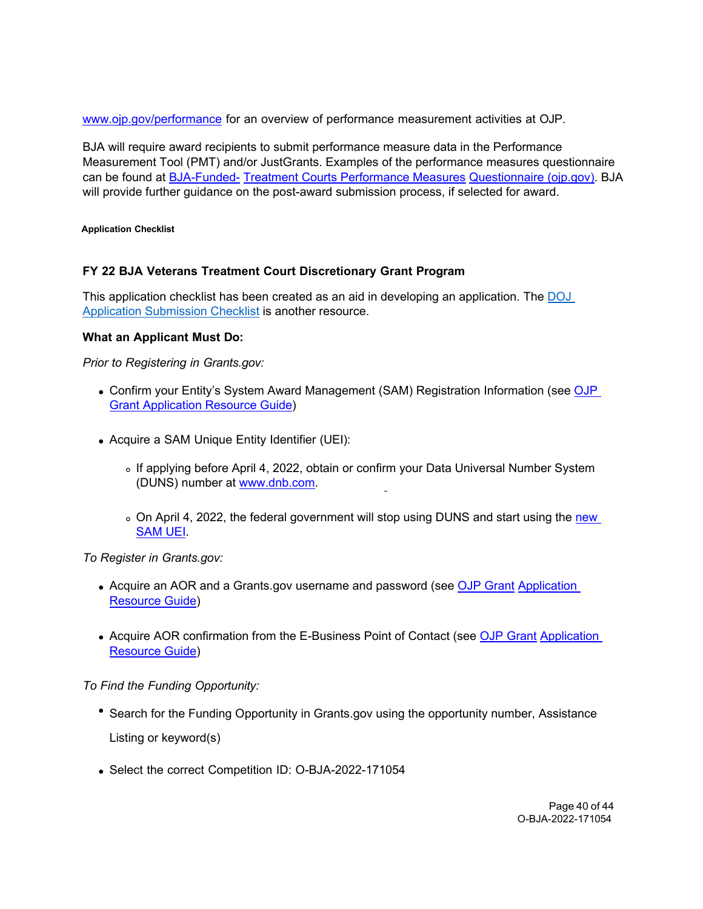www.ojp.gov/performance for an overview of performance measurement activities at OJP.

BJA will require award recipients to submit performance measure data in the Performance Measurement Tool (PMT) and/or JustGrants. Examples of the performance measures questionnaire can be found at BJA-Funded- Treatment Courts Performance Measures Questionnaire (ojp.gov). BJA will provide further guidance on the post-award submission process, if selected for award.

#### Application Checklist

### FY 22 BJA Veterans Treatment Court Discretionary Grant Program

This application checklist has been created as an aid in developing an application. The DOJ Application Submission Checklist is another resource.

**What an Applicant Must Do:**

*Prior to Registering in Grants.gov:*

- Confirm your Entity's System Award Management (SAM) Registration Information (see OJP Grant Application Resource Guide)
- Acquire a SAM Unique Entity Identifier (UEI):
    - If applying before April 4, 2022, obtain or confirm your Data Universal Number System (DUNS) number at www.dnb.com.
    - On April 4, 2022, the federal government will stop using DUNS and start using the new SAM UEI.

*To Register in Grants.gov:*

- Acquire an AOR and a Grants.gov username and password (see OJP Grant Application Resource Guide)
- Acquire AOR confirmation from the E-Business Point of Contact (see OJP Grant Application Resource Guide)

*To Find the Funding Opportunity:*

- Search for the Funding Opportunity in Grants.gov using the opportunity number, Assistance Listing or keyword(s)
- Select the correct Competition ID: O-BJA-2022-171054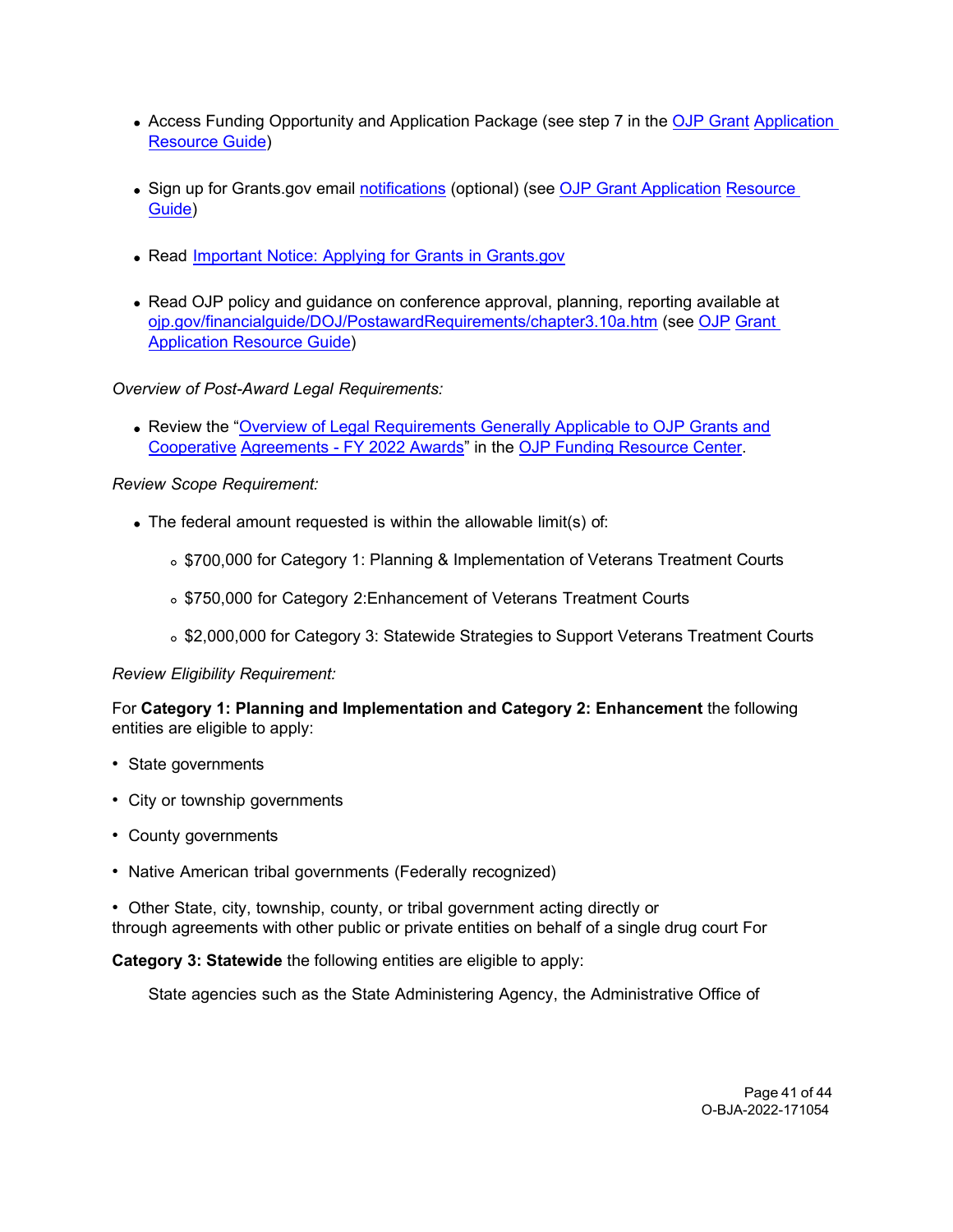- Access Funding Opportunity and Application Package (see step 7 in the OJP Grant Application Resource Guide)
- Sign up for Grants.gov email notifications (optional) (see OJP Grant Application Resource Guide)
- Read Important Notice: Applying for Grants in Grants.gov
- Read OJP policy and guidance on conference approval, planning, reporting available at ojp.gov/financialguide/DOJ/PostawardRequirements/chapter3.10a.htm (see OJP Grant Application Resource Guide)

*Overview of Post-Award Legal Requirements:*

- Review the "Overview of Legal Requirements Generally Applicable to OJP Grants and Cooperative Agreements - FY 2022 Awards" in the OJP Funding Resource Center.

*Review Scope Requirement:*

- The federal amount requested is within the allowable limit(s) of:
  - $700,000 for Category 1: Planning & Implementation of Veterans Treatment Courts
  - $750,000 for Category 2:Enhancement of Veterans Treatment Courts
  - $2,000,000 for Category 3: Statewide Strategies to Support Veterans Treatment Courts

*Review Eligibility Requirement:*

For **Category 1: Planning and Implementation and Category 2: Enhancement** the following entities are eligible to apply:

- State governments
- City or township governments
- County governments
- Native American tribal governments (Federally recognized)
- Other State, city, township, county, or tribal government acting directly or through agreements with other public or private entities on behalf of a single drug court For

**Category 3: Statewide** the following entities are eligible to apply:

State agencies such as the State Administering Agency, the Administrative Office of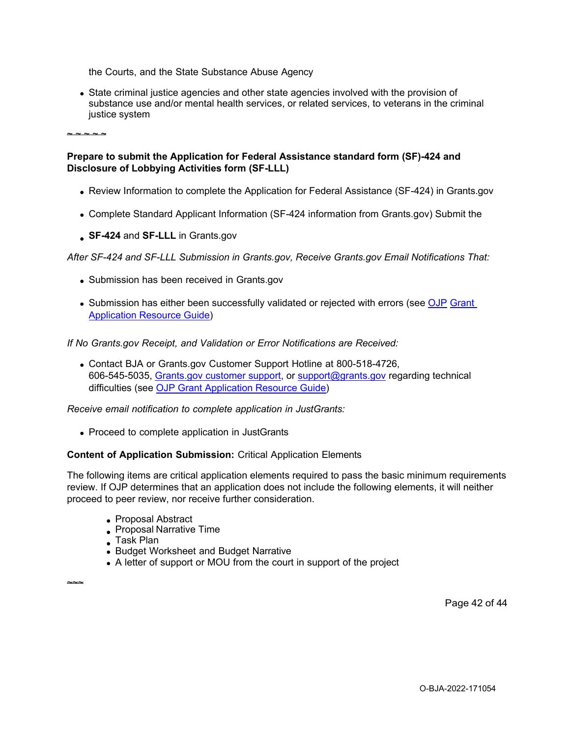the Courts, and the State Substance Abuse Agency

- State criminal justice agencies and other state agencies involved with the provision of substance use and/or mental health services, or related services, to veterans in the criminal justice system

~ ~ ~ ~ ~

**Prepare to submit the Application for Federal Assistance standard form (SF)-424 and Disclosure of Lobbying Activities form (SF-LLL)**

- Review Information to complete the Application for Federal Assistance (SF-424) in Grants.gov
- Complete Standard Applicant Information (SF-424 information from Grants.gov) Submit the
- **SF-424** and **SF-LLL** in Grants.gov

*After SF-424 and SF-LLL Submission in Grants.gov, Receive Grants.gov Email Notifications That:*

- Submission has been received in Grants.gov
- Submission has either been successfully validated or rejected with errors (see OJP Grant Application Resource Guide)

*If No Grants.gov Receipt, and Validation or Error Notifications are Received:*

- Contact BJA or Grants.gov Customer Support Hotline at 800-518-4726, 606-545-5035, Grants.gov customer support, or support@grants.gov regarding technical difficulties (see OJP Grant Application Resource Guide)

*Receive email notification to complete application in JustGrants:*

- Proceed to complete application in JustGrants

**Content of Application Submission:** Critical Application Elements

The following items are critical application elements required to pass the basic minimum requirements review. If OJP determines that an application does not include the following elements, it will neither proceed to peer review, nor receive further consideration.

- Proposal Abstract
- Proposal Narrative Time
- Task Plan
- Budget Worksheet and Budget Narrative
- A letter of support or MOU from the court in support of the project

~~~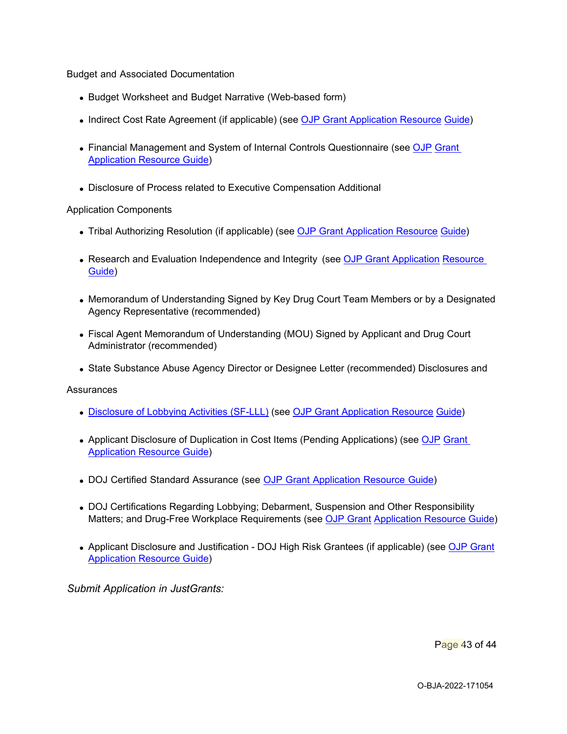Budget and Associated Documentation

- Budget Worksheet and Budget Narrative (Web-based form)
- Indirect Cost Rate Agreement (if applicable) (see OJP Grant Application Resource Guide)
- Financial Management and System of Internal Controls Questionnaire (see OJP Grant Application Resource Guide)
- Disclosure of Process related to Executive Compensation Additional

Application Components

- Tribal Authorizing Resolution (if applicable) (see OJP Grant Application Resource Guide)
- Research and Evaluation Independence and Integrity (see OJP Grant Application Resource Guide)
- Memorandum of Understanding Signed by Key Drug Court Team Members or by a Designated Agency Representative (recommended)
- Fiscal Agent Memorandum of Understanding (MOU) Signed by Applicant and Drug Court Administrator (recommended)
- State Substance Abuse Agency Director or Designee Letter (recommended) Disclosures and

Assurances

- Disclosure of Lobbying Activities (SF-LLL) (see OJP Grant Application Resource Guide)
- Applicant Disclosure of Duplication in Cost Items (Pending Applications) (see OJP Grant Application Resource Guide)
- DOJ Certified Standard Assurance (see OJP Grant Application Resource Guide)
- DOJ Certifications Regarding Lobbying; Debarment, Suspension and Other Responsibility Matters; and Drug-Free Workplace Requirements (see OJP Grant Application Resource Guide)
- Applicant Disclosure and Justification - DOJ High Risk Grantees (if applicable) (see OJP Grant Application Resource Guide)

*Submit Application in JustGrants:*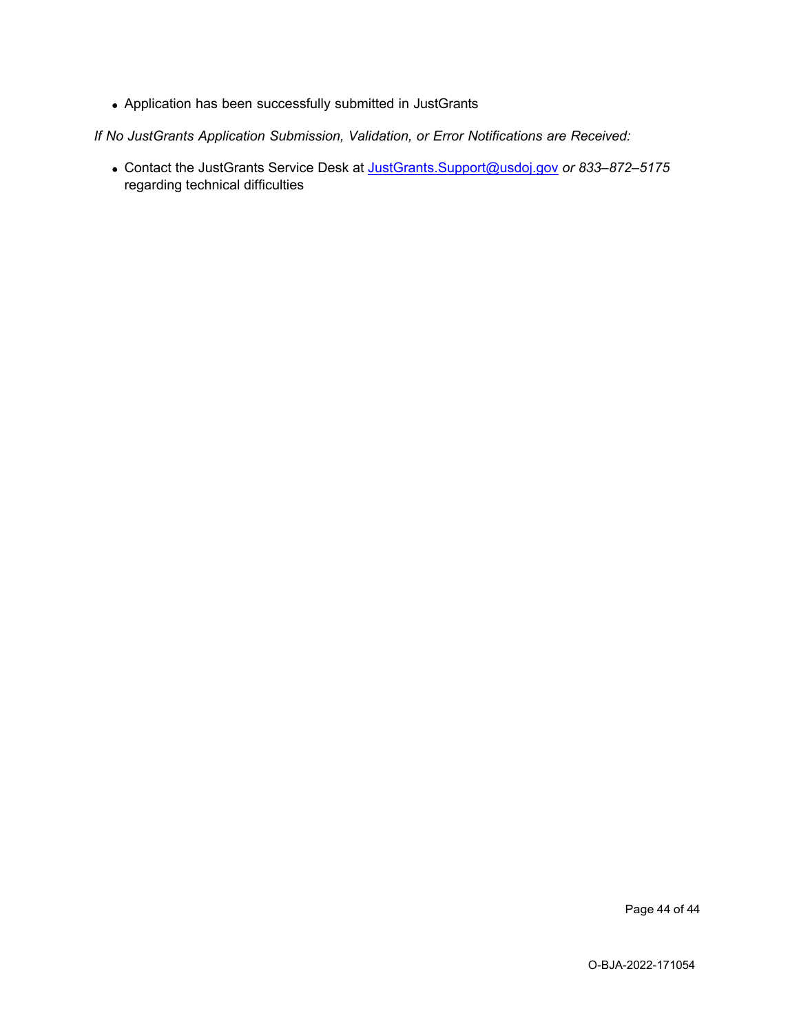- Application has been successfully submitted in JustGrants

*If No JustGrants Application Submission, Validation, or Error Notifications are Received:*

- Contact the JustGrants Service Desk at JustGrants.Support@usdoj.gov *or 833–872–5175* regarding technical difficulties